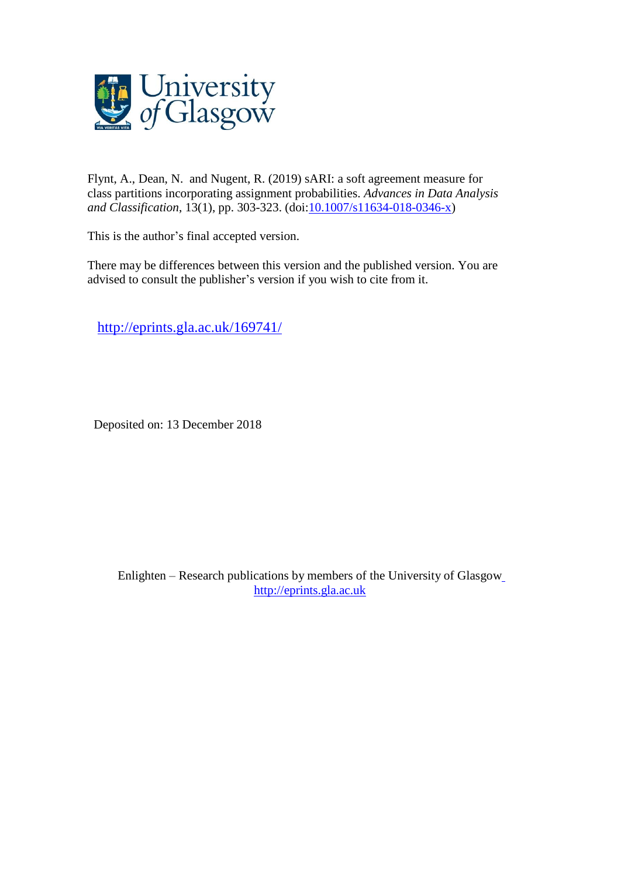Flynt, A., Dean, N. and Nugent, R. (2019) sARI: a soft agreement measure for class partitions incorporating assignment probabilities. *Advances in Data Analysis and Classification*, 13(1), pp. 303-323. (doi:10.1007/s11634-018-0346-x)

This is the author's final accepted version.

There may be differences between this version and the published version. You are advised to consult the publisher's version if you wish to cite from it.

http://eprints.gla.ac.uk/169741/

Deposited on: 13 December 2018

Enlighten – Research publications by members of the University of Glasgow
http://eprints.gla.ac.uk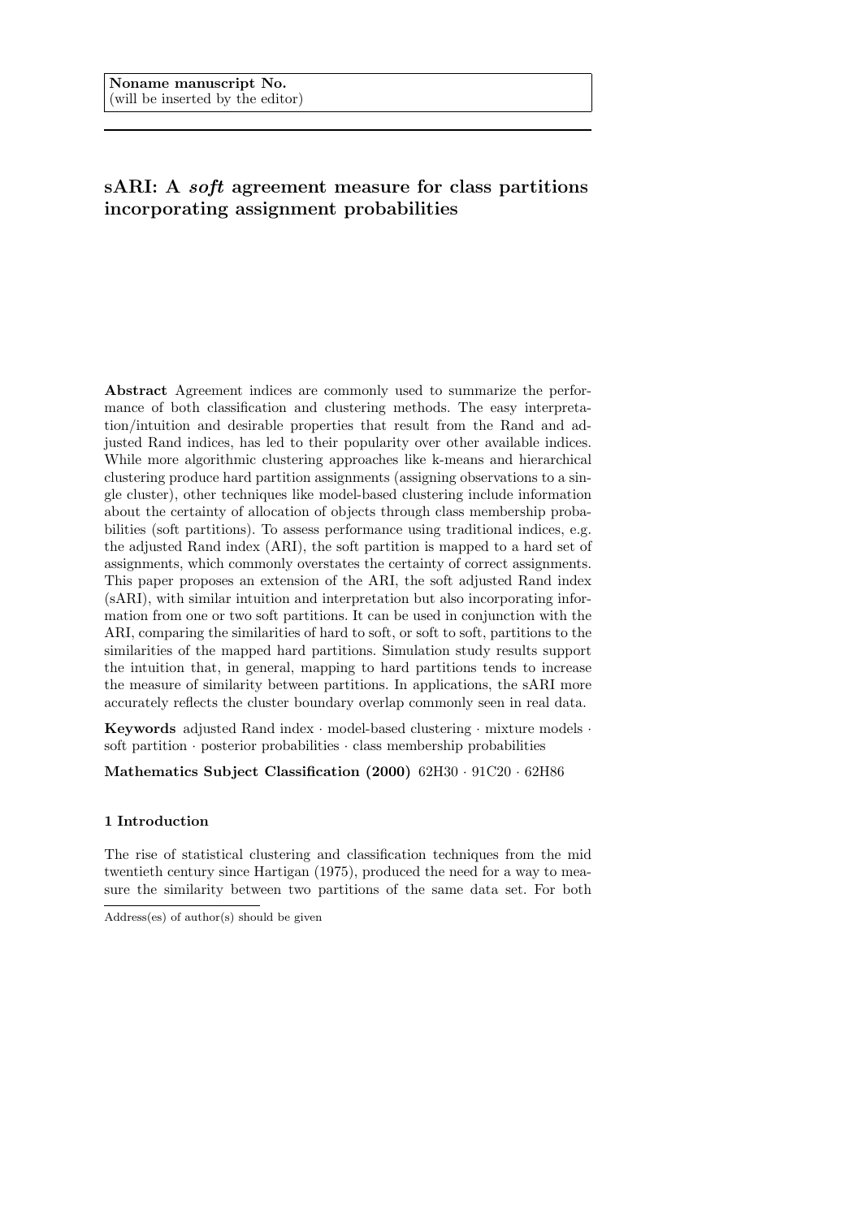Noname manuscript No.
(will be inserted by the editor)

# sARI: A *soft* agreement measure for class partitions incorporating assignment probabilities

**Abstract** Agreement indices are commonly used to summarize the performance of both classification and clustering methods. The easy interpretation/intuition and desirable properties that result from the Rand and adjusted Rand indices, has led to their popularity over other available indices. While more algorithmic clustering approaches like k-means and hierarchical clustering produce hard partition assignments (assigning observations to a single cluster), other techniques like model-based clustering include information about the certainty of allocation of objects through class membership probabilities (soft partitions). To assess performance using traditional indices, e.g. the adjusted Rand index (ARI), the soft partition is mapped to a hard set of assignments, which commonly overstates the certainty of correct assignments. This paper proposes an extension of the ARI, the soft adjusted Rand index (sARI), with similar intuition and interpretation but also incorporating information from one or two soft partitions. It can be used in conjunction with the ARI, comparing the similarities of hard to soft, or soft to soft, partitions to the similarities of the mapped hard partitions. Simulation study results support the intuition that, in general, mapping to hard partitions tends to increase the measure of similarity between partitions. In applications, the sARI more accurately reflects the cluster boundary overlap commonly seen in real data.

**Keywords** adjusted Rand index · model-based clustering · mixture models · soft partition · posterior probabilities · class membership probabilities

**Mathematics Subject Classification (2000)** 62H30 · 91C20 · 62H86

## 1 Introduction

The rise of statistical clustering and classification techniques from the mid twentieth century since Hartigan (1975), produced the need for a way to measure the similarity between two partitions of the same data set. For both

Address(es) of author(s) should be given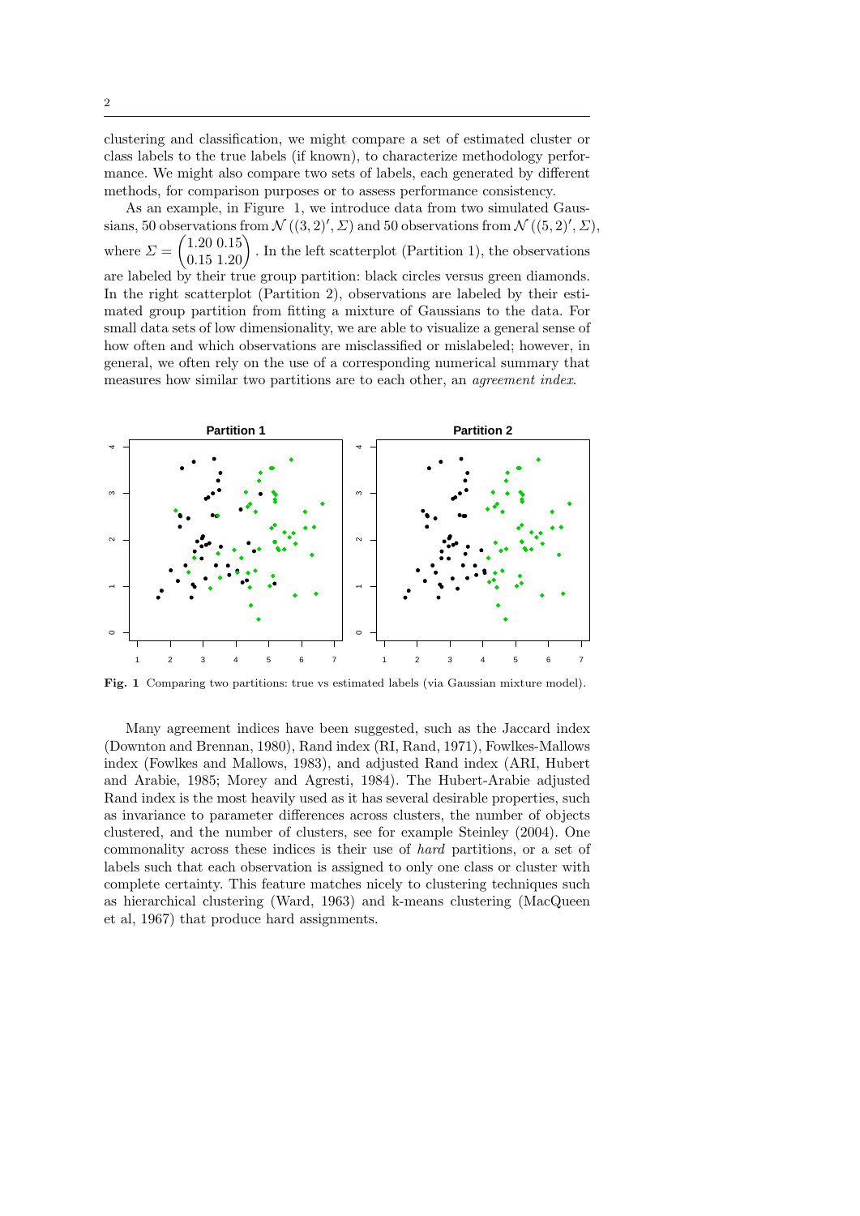clustering and classification, we might compare a set of estimated cluster or class labels to the true labels (if known), to characterize methodology performance. We might also compare two sets of labels, each generated by different methods, for comparison purposes or to assess performance consistency.

As an example, in Figure 1, we introduce data from two simulated Gaussians, 50 observations from $\mathcal{N}\left((3,2)', \Sigma\right)$ and 50 observations from $\mathcal{N}\left((5,2)', \Sigma\right)$, where $\Sigma = \begin{pmatrix} 1.20 & 0.15 \\ 0.15 & 1.20 \end{pmatrix}$. In the left scatterplot (Partition 1), the observations are labeled by their true group partition: black circles versus green diamonds. In the right scatterplot (Partition 2), observations are labeled by their estimated group partition from fitting a mixture of Gaussians to the data. For small data sets of low dimensionality, we are able to visualize a general sense of how often and which observations are misclassified or mislabeled; however, in general, we often rely on the use of a corresponding numerical summary that measures how similar two partitions are to each other, an *agreement index*.

**Fig. 1** Comparing two partitions: true vs estimated labels (via Gaussian mixture model).

Many agreement indices have been suggested, such as the Jaccard index (Downton and Brennan, 1980), Rand index (RI, Rand, 1971), Fowlkes-Mallows index (Fowlkes and Mallows, 1983), and adjusted Rand index (ARI, Hubert and Arabie, 1985; Morey and Agresti, 1984). The Hubert-Arabie adjusted Rand index is the most heavily used as it has several desirable properties, such as invariance to parameter differences across clusters, the number of objects clustered, and the number of clusters, see for example Steinley (2004). One commonality across these indices is their use of *hard* partitions, or a set of labels such that each observation is assigned to only one class or cluster with complete certainty. This feature matches nicely to clustering techniques such as hierarchical clustering (Ward, 1963) and k-means clustering (MacQueen et al, 1967) that produce hard assignments.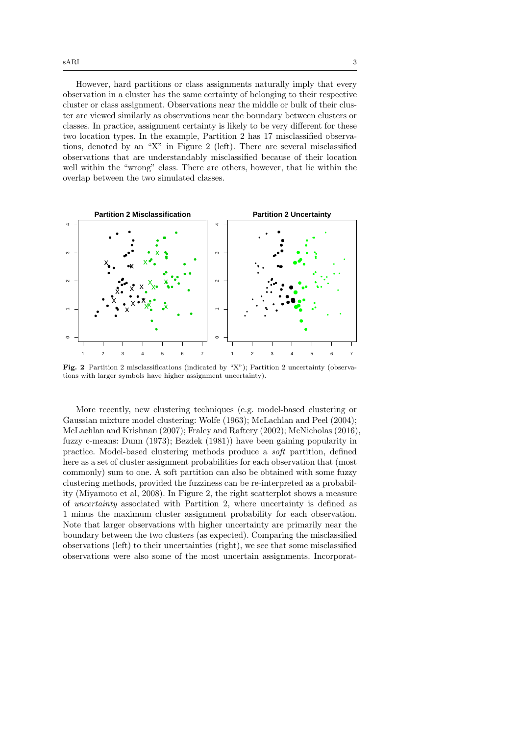However, hard partitions or class assignments naturally imply that every observation in a cluster has the same certainty of belonging to their respective cluster or class assignment. Observations near the middle or bulk of their cluster are viewed similarly as observations near the boundary between clusters or classes. In practice, assignment certainty is likely to be very different for these two location types. In the example, Partition 2 has 17 misclassified observations, denoted by an "X" in Figure 2 (left). There are several misclassified observations that are understandably misclassified because of their location well within the "wrong" class. There are others, however, that lie within the overlap between the two simulated classes.

**Fig. 2** Partition 2 misclassifications (indicated by "X"); Partition 2 uncertainty (observations with larger symbols have higher assignment uncertainty).

More recently, new clustering techniques (e.g. model-based clustering or Gaussian mixture model clustering: Wolfe (1963); McLachlan and Peel (2004); McLachlan and Krishnan (2007); Fraley and Raftery (2002); McNicholas (2016), fuzzy c-means: Dunn (1973); Bezdek (1981)) have been gaining popularity in practice. Model-based clustering methods produce a *soft* partition, defined here as a set of cluster assignment probabilities for each observation that (most commonly) sum to one. A soft partition can also be obtained with some fuzzy clustering methods, provided the fuzziness can be re-interpreted as a probability (Miyamoto et al, 2008). In Figure 2, the right scatterplot shows a measure of *uncertainty* associated with Partition 2, where uncertainty is defined as 1 minus the maximum cluster assignment probability for each observation. Note that larger observations with higher uncertainty are primarily near the boundary between the two clusters (as expected). Comparing the misclassified observations (left) to their uncertainties (right), we see that some misclassified observations were also some of the most uncertain assignments. Incorporat-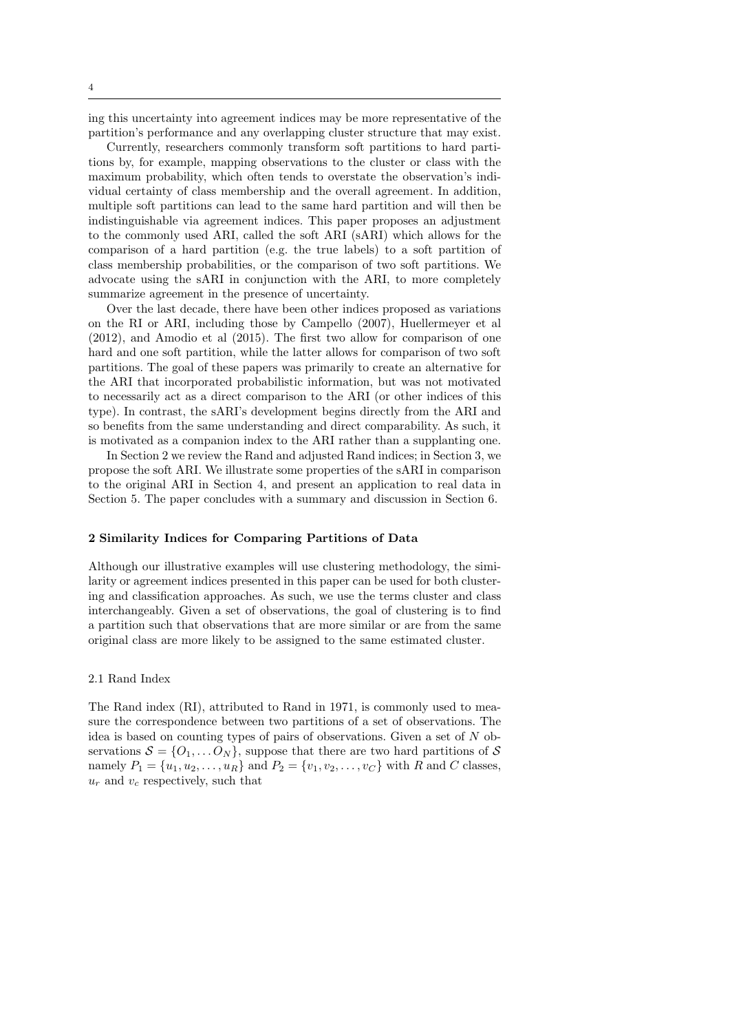ing this uncertainty into agreement indices may be more representative of the partition's performance and any overlapping cluster structure that may exist.

Currently, researchers commonly transform soft partitions to hard partitions by, for example, mapping observations to the cluster or class with the maximum probability, which often tends to overstate the observation's individual certainty of class membership and the overall agreement. In addition, multiple soft partitions can lead to the same hard partition and will then be indistinguishable via agreement indices. This paper proposes an adjustment to the commonly used ARI, called the soft ARI (sARI) which allows for the comparison of a hard partition (e.g. the true labels) to a soft partition of class membership probabilities, or the comparison of two soft partitions. We advocate using the sARI in conjunction with the ARI, to more completely summarize agreement in the presence of uncertainty.

Over the last decade, there have been other indices proposed as variations on the RI or ARI, including those by Campello (2007), Huellermeyer et al (2012), and Amodio et al (2015). The first two allow for comparison of one hard and one soft partition, while the latter allows for comparison of two soft partitions. The goal of these papers was primarily to create an alternative for the ARI that incorporated probabilistic information, but was not motivated to necessarily act as a direct comparison to the ARI (or other indices of this type). In contrast, the sARI's development begins directly from the ARI and so benefits from the same understanding and direct comparability. As such, it is motivated as a companion index to the ARI rather than a supplanting one.

In Section 2 we review the Rand and adjusted Rand indices; in Section 3, we propose the soft ARI. We illustrate some properties of the sARI in comparison to the original ARI in Section 4, and present an application to real data in Section 5. The paper concludes with a summary and discussion in Section 6.

## 2 Similarity Indices for Comparing Partitions of Data

Although our illustrative examples will use clustering methodology, the similarity or agreement indices presented in this paper can be used for both clustering and classification approaches. As such, we use the terms cluster and class interchangeably. Given a set of observations, the goal of clustering is to find a partition such that observations that are more similar or are from the same original class are more likely to be assigned to the same estimated cluster.

### 2.1 Rand Index

The Rand index (RI), attributed to Rand in 1971, is commonly used to measure the correspondence between two partitions of a set of observations. The idea is based on counting types of pairs of observations. Given a set of $N$ observations $\mathcal{S} = \{O_1, \ldots O_N\}$, suppose that there are two hard partitions of $\mathcal{S}$ namely $P_1 = \{u_1, u_2, \ldots, u_R\}$ and $P_2 = \{v_1, v_2, \ldots, v_C\}$ with $R$ and $C$ classes, $u_r$ and $v_c$ respectively, such that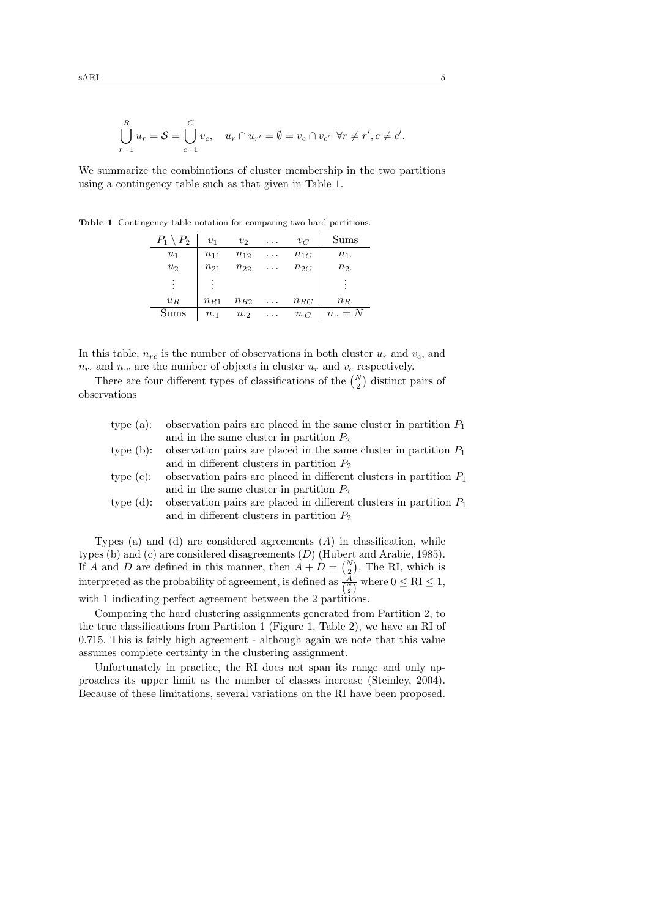$$\bigcup_{r=1}^{R} u_r = \mathcal{S} = \bigcup_{c=1}^{C} v_c, \quad u_r \cap u_{r'} = \emptyset = v_c \cap v_{c'} \;\; \forall r \neq r', c \neq c'.$$

We summarize the combinations of cluster membership in the two partitions using a contingency table such as that given in Table 1.

**Table 1** Contingency table notation for comparing two hard partitions.

| $P_1 \setminus P_2$ | $v_1$ | $v_2$ | $\ldots$ | $v_C$ | Sums |
|---|---|---|---|---|---|
| $u_1$ | $n_{11}$ | $n_{12}$ | $\ldots$ | $n_{1C}$ | $n_{1\cdot}$ |
| $u_2$ | $n_{21}$ | $n_{22}$ | $\ldots$ | $n_{2C}$ | $n_{2\cdot}$ |
| $\vdots$ | $\vdots$ | | | | $\vdots$ |
| $u_R$ | $n_{R1}$ | $n_{R2}$ | $\ldots$ | $n_{RC}$ | $n_{R\cdot}$ |
| Sums | $n_{\cdot 1}$ | $n_{\cdot 2}$ | $\ldots$ | $n_{\cdot C}$ | $n_{\cdot\cdot} = N$ |

In this table, $n_{rc}$ is the number of observations in both cluster $u_r$ and $v_c$, and $n_{r\cdot}$ and $n_{\cdot c}$ are the number of objects in cluster $u_r$ and $v_c$ respectively.

There are four different types of classifications of the $\binom{N}{2}$ distinct pairs of observations

- type (a): observation pairs are placed in the same cluster in partition $P_1$ and in the same cluster in partition $P_2$
- type (b): observation pairs are placed in the same cluster in partition $P_1$ and in different clusters in partition $P_2$
- type (c): observation pairs are placed in different clusters in partition $P_1$ and in the same cluster in partition $P_2$
- type (d): observation pairs are placed in different clusters in partition $P_1$ and in different clusters in partition $P_2$

Types (a) and (d) are considered agreements ($A$) in classification, while types (b) and (c) are considered disagreements ($D$) (Hubert and Arabie, 1985). If $A$ and $D$ are defined in this manner, then $A + D = \binom{N}{2}$. The RI, which is interpreted as the probability of agreement, is defined as $\frac{A}{\binom{N}{2}}$ where $0 \leq \text{RI} \leq 1$, with 1 indicating perfect agreement between the 2 partitions.

Comparing the hard clustering assignments generated from Partition 2, to the true classifications from Partition 1 (Figure 1, Table 2), we have an RI of 0.715. This is fairly high agreement - although again we note that this value assumes complete certainty in the clustering assignment.

Unfortunately in practice, the RI does not span its range and only approaches its upper limit as the number of classes increase (Steinley, 2004). Because of these limitations, several variations on the RI have been proposed.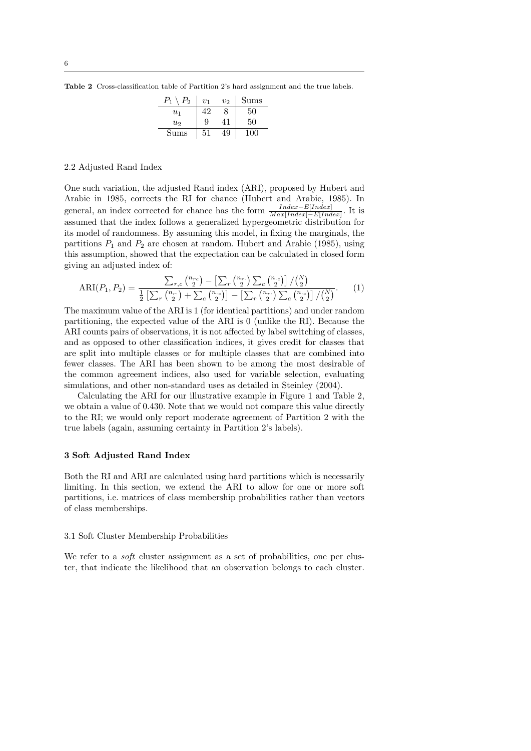**Table 2** Cross-classification table of Partition 2's hard assignment and the true labels.

| $P_1 \setminus P_2$ | $v_1$ | $v_2$ | Sums |
|---|---|---|---|
| $u_1$ | 42 | 8 | 50 |
| $u_2$ | 9 | 41 | 50 |
| Sums | 51 | 49 | 100 |

### 2.2 Adjusted Rand Index

One such variation, the adjusted Rand index (ARI), proposed by Hubert and Arabie in 1985, corrects the RI for chance (Hubert and Arabie, 1985). In general, an index corrected for chance has the form $\frac{Index - E[Index]}{Max[Index] - E[Index]}$. It is assumed that the index follows a generalized hypergeometric distribution for its model of randomness. By assuming this model, in fixing the marginals, the partitions $P_1$ and $P_2$ are chosen at random. Hubert and Arabie (1985), using this assumption, showed that the expectation can be calculated in closed form giving an adjusted index of:

$$\text{ARI}(P_1, P_2) = \frac{\sum_{r,c} \binom{n_{rc}}{2} - \left[\sum_r \binom{n_{r\cdot}}{2} \sum_c \binom{n_{\cdot c}}{2}\right] / \binom{N}{2}}{\frac{1}{2}\left[\sum_r \binom{n_{r\cdot}}{2} + \sum_c \binom{n_{\cdot c}}{2}\right] - \left[\sum_r \binom{n_{r\cdot}}{2} \sum_c \binom{n_{\cdot c}}{2}\right] / \binom{N}{2}}. \quad (1)$$

The maximum value of the ARI is 1 (for identical partitions) and under random partitioning, the expected value of the ARI is 0 (unlike the RI). Because the ARI counts pairs of observations, it is not affected by label switching of classes, and as opposed to other classification indices, it gives credit for classes that are split into multiple classes or for multiple classes that are combined into fewer classes. The ARI has been shown to be among the most desirable of the common agreement indices, also used for variable selection, evaluating simulations, and other non-standard uses as detailed in Steinley (2004).

Calculating the ARI for our illustrative example in Figure 1 and Table 2, we obtain a value of 0.430. Note that we would not compare this value directly to the RI; we would only report moderate agreement of Partition 2 with the true labels (again, assuming certainty in Partition 2's labels).

## 3 Soft Adjusted Rand Index

Both the RI and ARI are calculated using hard partitions which is necessarily limiting. In this section, we extend the ARI to allow for one or more soft partitions, i.e. matrices of class membership probabilities rather than vectors of class memberships.

### 3.1 Soft Cluster Membership Probabilities

We refer to a *soft* cluster assignment as a set of probabilities, one per cluster, that indicate the likelihood that an observation belongs to each cluster.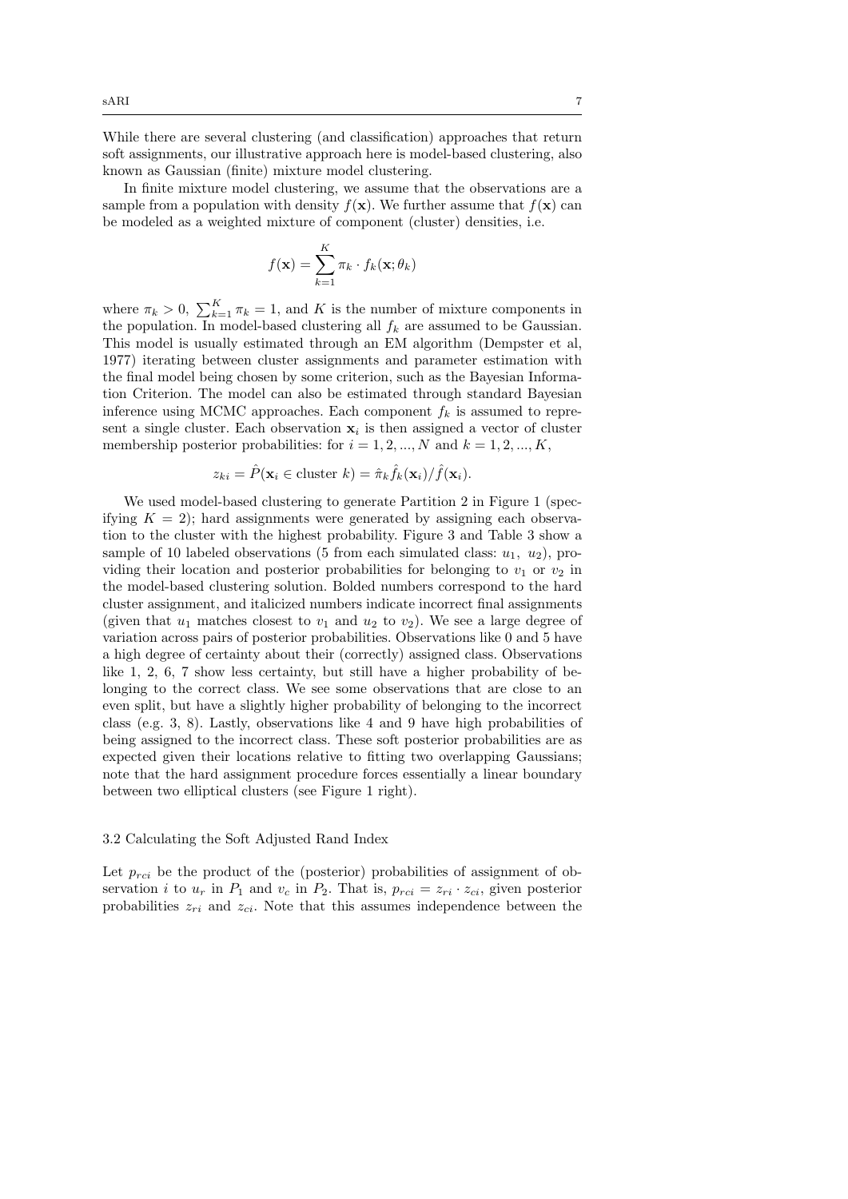While there are several clustering (and classification) approaches that return soft assignments, our illustrative approach here is model-based clustering, also known as Gaussian (finite) mixture model clustering.

In finite mixture model clustering, we assume that the observations are a sample from a population with density $f(\mathbf{x})$. We further assume that $f(\mathbf{x})$ can be modeled as a weighted mixture of component (cluster) densities, i.e.

$$f(\mathbf{x}) = \sum_{k=1}^{K} \pi_k \cdot f_k(\mathbf{x}; \theta_k)$$

where $\pi_k > 0$, $\sum_{k=1}^{K} \pi_k = 1$, and $K$ is the number of mixture components in the population. In model-based clustering all $f_k$ are assumed to be Gaussian. This model is usually estimated through an EM algorithm (Dempster et al, 1977) iterating between cluster assignments and parameter estimation with the final model being chosen by some criterion, such as the Bayesian Information Criterion. The model can also be estimated through standard Bayesian inference using MCMC approaches. Each component $f_k$ is assumed to represent a single cluster. Each observation $\mathbf{x}_i$ is then assigned a vector of cluster membership posterior probabilities: for $i = 1, 2, ..., N$ and $k = 1, 2, ..., K$,

$$z_{ki} = \hat{P}(\mathbf{x}_i \in \text{cluster } k) = \hat{\pi}_k \hat{f}_k(\mathbf{x}_i) / \hat{f}(\mathbf{x}_i).$$

We used model-based clustering to generate Partition 2 in Figure 1 (specifying $K = 2$); hard assignments were generated by assigning each observation to the cluster with the highest probability. Figure 3 and Table 3 show a sample of 10 labeled observations (5 from each simulated class: $u_1$, $u_2$), providing their location and posterior probabilities for belonging to $v_1$ or $v_2$ in the model-based clustering solution. Bolded numbers correspond to the hard cluster assignment, and italicized numbers indicate incorrect final assignments (given that $u_1$ matches closest to $v_1$ and $u_2$ to $v_2$). We see a large degree of variation across pairs of posterior probabilities. Observations like 0 and 5 have a high degree of certainty about their (correctly) assigned class. Observations like 1, 2, 6, 7 show less certainty, but still have a higher probability of belonging to the correct class. We see some observations that are close to an even split, but have a slightly higher probability of belonging to the incorrect class (e.g. 3, 8). Lastly, observations like 4 and 9 have high probabilities of being assigned to the incorrect class. These soft posterior probabilities are as expected given their locations relative to fitting two overlapping Gaussians; note that the hard assignment procedure forces essentially a linear boundary between two elliptical clusters (see Figure 1 right).

### 3.2 Calculating the Soft Adjusted Rand Index

Let $p_{rci}$ be the product of the (posterior) probabilities of assignment of observation $i$ to $u_r$ in $P_1$ and $v_c$ in $P_2$. That is, $p_{rci} = z_{ri} \cdot z_{ci}$, given posterior probabilities $z_{ri}$ and $z_{ci}$. Note that this assumes independence between the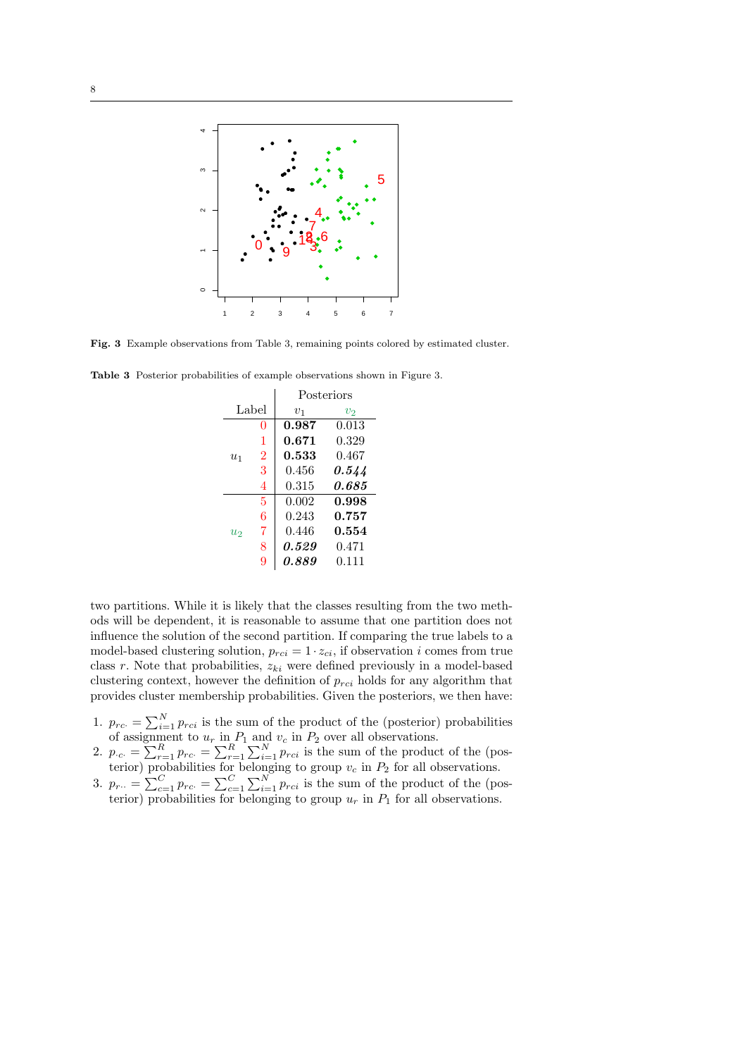**Fig. 3** Example observations from Table 3, remaining points colored by estimated cluster.

**Table 3** Posterior probabilities of example observations shown in Figure 3.

| Label | | Posteriors $v_1$ | $v_2$ |
|---|---|---|---|
| $u_1$ | 0 | **0.987** | 0.013 |
| | 1 | **0.671** | 0.329 |
| | 2 | **0.533** | 0.467 |
| | 3 | 0.456 | ***0.544*** |
| | 4 | 0.315 | ***0.685*** |
| $u_2$ | 5 | 0.002 | **0.998** |
| | 6 | 0.243 | **0.757** |
| | 7 | 0.446 | **0.554** |
| | 8 | ***0.529*** | 0.471 |
| | 9 | ***0.889*** | 0.111 |

two partitions. While it is likely that the classes resulting from the two methods will be dependent, it is reasonable to assume that one partition does not influence the solution of the second partition. If comparing the true labels to a model-based clustering solution, $p_{rci} = 1 \cdot z_{ci}$, if observation $i$ comes from true class $r$. Note that probabilities, $z_{ki}$ were defined previously in a model-based clustering context, however the definition of $p_{rci}$ holds for any algorithm that provides cluster membership probabilities. Given the posteriors, we then have:

1. $p_{rc\cdot} = \sum_{i=1}^{N} p_{rci}$ is the sum of the product of the (posterior) probabilities of assignment to $u_r$ in $P_1$ and $v_c$ in $P_2$ over all observations.
2. $p_{\cdot c\cdot} = \sum_{r=1}^{R} p_{rc\cdot} = \sum_{r=1}^{R} \sum_{i=1}^{N} p_{rci}$ is the sum of the product of the (posterior) probabilities for belonging to group $v_c$ in $P_2$ for all observations.
3. $p_{r\cdot\cdot} = \sum_{c=1}^{C} p_{rc\cdot} = \sum_{c=1}^{C} \sum_{i=1}^{N} p_{rci}$ is the sum of the product of the (posterior) probabilities for belonging to group $u_r$ in $P_1$ for all observations.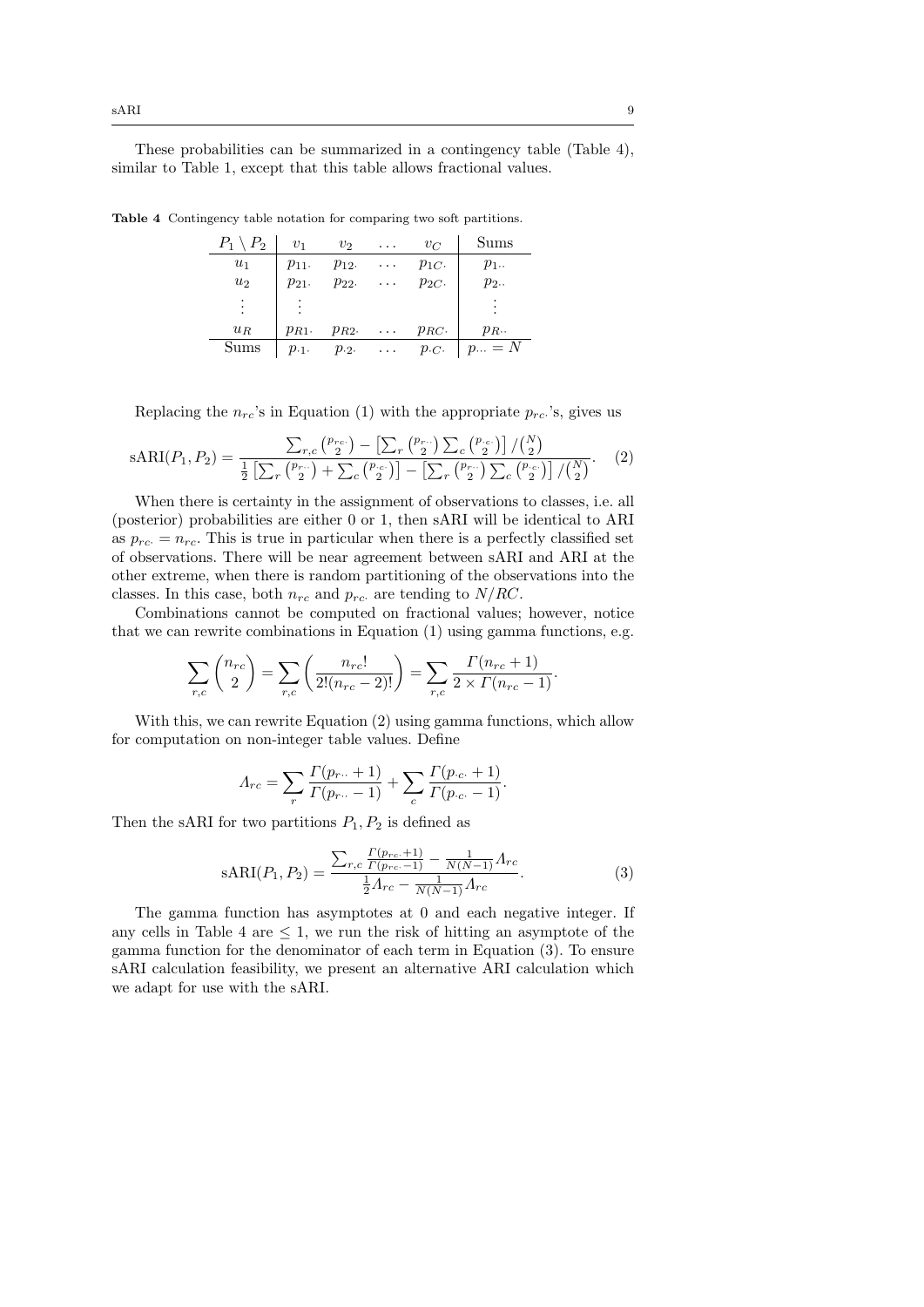These probabilities can be summarized in a contingency table (Table 4), similar to Table 1, except that this table allows fractional values.

**Table 4** Contingency table notation for comparing two soft partitions.

| $P_1 \setminus P_2$ | $v_1$ | $v_2$ | $\ldots$ | $v_C$ | Sums |
|---|---|---|---|---|---|
| $u_1$ | $p_{11\cdot}$ | $p_{12\cdot}$ | $\ldots$ | $p_{1C\cdot}$ | $p_{1\cdot\cdot}$ |
| $u_2$ | $p_{21\cdot}$ | $p_{22\cdot}$ | $\ldots$ | $p_{2C\cdot}$ | $p_{2\cdot\cdot}$ |
| $\vdots$ | $\vdots$ | | | | $\vdots$ |
| $u_R$ | $p_{R1\cdot}$ | $p_{R2\cdot}$ | $\ldots$ | $p_{RC\cdot}$ | $p_{R\cdot\cdot}$ |
| Sums | $p_{\cdot 1\cdot}$ | $p_{\cdot 2\cdot}$ | $\ldots$ | $p_{\cdot C\cdot}$ | $p_{\cdots} = N$ |

Replacing the $n_{rc}$'s in Equation (1) with the appropriate $p_{rc\cdot}$'s, gives us

$$\text{sARI}(P_1, P_2) = \frac{\sum_{r,c} \binom{p_{rc\cdot}}{2} - \left[\sum_r \binom{p_{r\cdot\cdot}}{2} \sum_c \binom{p_{\cdot c\cdot}}{2}\right] / \binom{N}{2}}{\frac{1}{2}\left[\sum_r \binom{p_{r\cdot\cdot}}{2} + \sum_c \binom{p_{\cdot c\cdot}}{2}\right] - \left[\sum_r \binom{p_{r\cdot\cdot}}{2} \sum_c \binom{p_{\cdot c\cdot}}{2}\right] / \binom{N}{2}}. \quad (2)$$

When there is certainty in the assignment of observations to classes, i.e. all (posterior) probabilities are either 0 or 1, then sARI will be identical to ARI as $p_{rc\cdot} = n_{rc}$. This is true in particular when there is a perfectly classified set of observations. There will be near agreement between sARI and ARI at the other extreme, when there is random partitioning of the observations into the classes. In this case, both $n_{rc}$ and $p_{rc\cdot}$ are tending to $N/RC$.

Combinations cannot be computed on fractional values; however, notice that we can rewrite combinations in Equation (1) using gamma functions, e.g.

$$\sum_{r,c} \binom{n_{rc}}{2} = \sum_{r,c} \left(\frac{n_{rc}!}{2!(n_{rc}-2)!}\right) = \sum_{r,c} \frac{\Gamma(n_{rc}+1)}{2 \times \Gamma(n_{rc}-1)}.$$

With this, we can rewrite Equation (2) using gamma functions, which allow for computation on non-integer table values. Define

$$\Lambda_{rc} = \sum_r \frac{\Gamma(p_{r\cdot\cdot}+1)}{\Gamma(p_{r\cdot\cdot}-1)} + \sum_c \frac{\Gamma(p_{\cdot c\cdot}+1)}{\Gamma(p_{\cdot c\cdot}-1)}.$$

Then the sARI for two partitions $P_1, P_2$ is defined as

$$\text{sARI}(P_1, P_2) = \frac{\sum_{r,c} \frac{\Gamma(p_{rc\cdot}+1)}{\Gamma(p_{rc\cdot}-1)} - \frac{1}{N(N-1)}\Lambda_{rc}}{\frac{1}{2}\Lambda_{rc} - \frac{1}{N(N-1)}\Lambda_{rc}}. \quad (3)$$

The gamma function has asymptotes at 0 and each negative integer. If any cells in Table 4 are $\leq 1$, we run the risk of hitting an asymptote of the gamma function for the denominator of each term in Equation (3). To ensure sARI calculation feasibility, we present an alternative ARI calculation which we adapt for use with the sARI.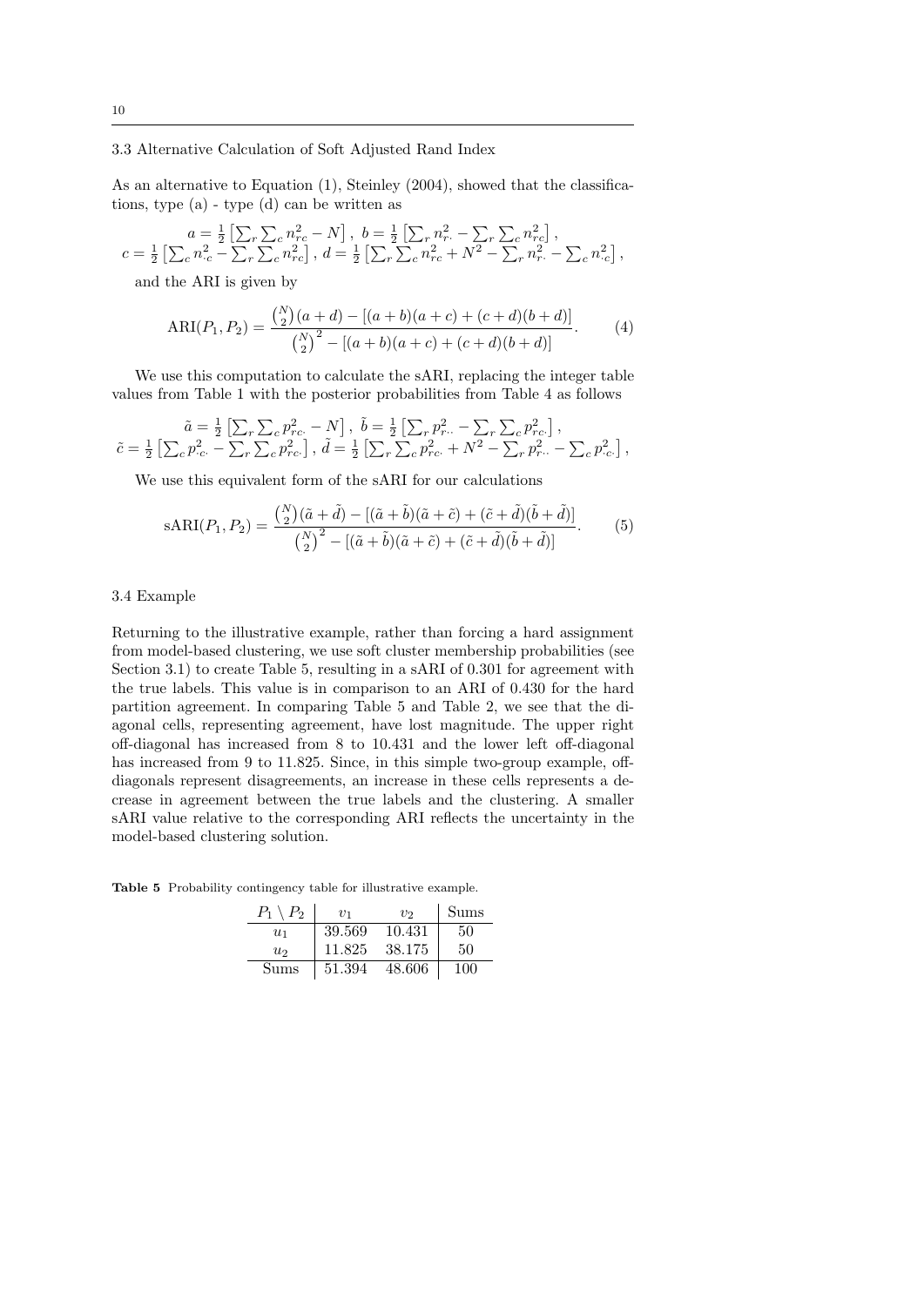### 3.3 Alternative Calculation of Soft Adjusted Rand Index

As an alternative to Equation (1), Steinley (2004), showed that the classifications, type (a) - type (d) can be written as

$$a = \frac{1}{2}\left[\sum_r \sum_c n_{rc}^2 - N\right],\ b = \frac{1}{2}\left[\sum_r n_{r\cdot}^2 - \sum_r \sum_c n_{rc}^2\right],$$
$$c = \frac{1}{2}\left[\sum_c n_{\cdot c}^2 - \sum_r \sum_c n_{rc}^2\right],\ d = \frac{1}{2}\left[\sum_r \sum_c n_{rc}^2 + N^2 - \sum_r n_{r\cdot}^2 - \sum_c n_{\cdot c}^2\right],$$

and the ARI is given by

$$\text{ARI}(P_1, P_2) = \frac{\binom{N}{2}(a+d) - [(a+b)(a+c) + (c+d)(b+d)]}{\binom{N}{2}^2 - [(a+b)(a+c) + (c+d)(b+d)]}. \tag{4}$$

We use this computation to calculate the sARI, replacing the integer table values from Table 1 with the posterior probabilities from Table 4 as follows

$$\tilde{a} = \frac{1}{2}\left[\sum_r \sum_c p_{rc\cdot}^2 - N\right],\ \tilde{b} = \frac{1}{2}\left[\sum_r p_{r\cdot\cdot}^2 - \sum_r \sum_c p_{rc\cdot}^2\right],$$
$$\tilde{c} = \frac{1}{2}\left[\sum_c p_{\cdot c\cdot}^2 - \sum_r \sum_c p_{rc\cdot}^2\right],\ \tilde{d} = \frac{1}{2}\left[\sum_r \sum_c p_{rc\cdot}^2 + N^2 - \sum_r p_{r\cdot\cdot}^2 - \sum_c p_{\cdot c\cdot}^2\right],$$

We use this equivalent form of the sARI for our calculations

$$\text{sARI}(P_1, P_2) = \frac{\binom{N}{2}(\tilde{a}+\tilde{d}) - [(\tilde{a}+\tilde{b})(\tilde{a}+\tilde{c}) + (\tilde{c}+\tilde{d})(\tilde{b}+\tilde{d})]}{\binom{N}{2}^2 - [(\tilde{a}+\tilde{b})(\tilde{a}+\tilde{c}) + (\tilde{c}+\tilde{d})(\tilde{b}+\tilde{d})]}. \tag{5}$$

### 3.4 Example

Returning to the illustrative example, rather than forcing a hard assignment from model-based clustering, we use soft cluster membership probabilities (see Section 3.1) to create Table 5, resulting in a sARI of 0.301 for agreement with the true labels. This value is in comparison to an ARI of 0.430 for the hard partition agreement. In comparing Table 5 and Table 2, we see that the diagonal cells, representing agreement, have lost magnitude. The upper right off-diagonal has increased from 8 to 10.431 and the lower left off-diagonal has increased from 9 to 11.825. Since, in this simple two-group example, off-diagonals represent disagreements, an increase in these cells represents a decrease in agreement between the true labels and the clustering. A smaller sARI value relative to the corresponding ARI reflects the uncertainty in the model-based clustering solution.

**Table 5** Probability contingency table for illustrative example.

| $P_1 \setminus P_2$ | $v_1$ | $v_2$ | Sums |
|---|---|---|---|
| $u_1$ | 39.569 | 10.431 | 50 |
| $u_2$ | 11.825 | 38.175 | 50 |
| Sums | 51.394 | 48.606 | 100 |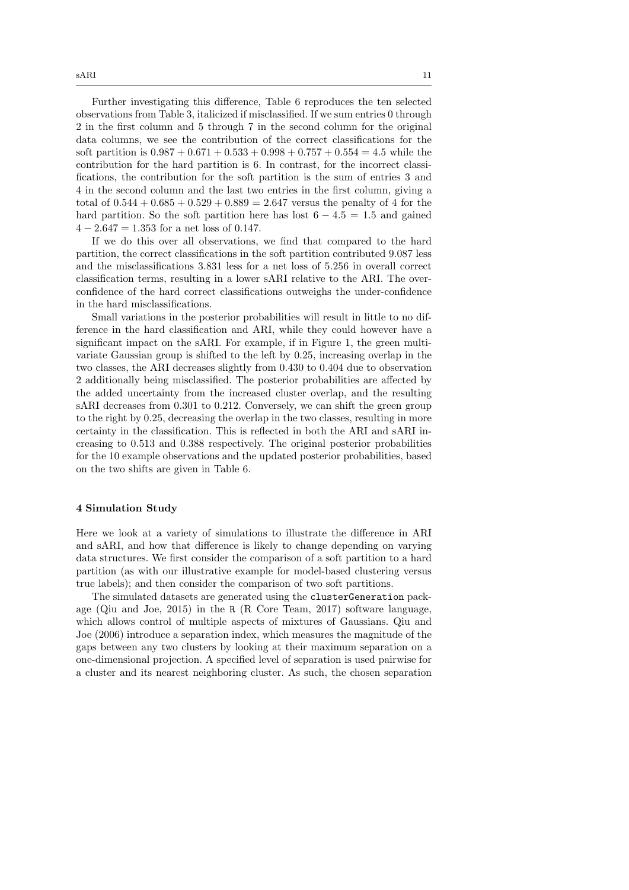Further investigating this difference, Table 6 reproduces the ten selected observations from Table 3, italicized if misclassified. If we sum entries 0 through 2 in the first column and 5 through 7 in the second column for the original data columns, we see the contribution of the correct classifications for the soft partition is $0.987 + 0.671 + 0.533 + 0.998 + 0.757 + 0.554 = 4.5$ while the contribution for the hard partition is 6. In contrast, for the incorrect classifications, the contribution for the soft partition is the sum of entries 3 and 4 in the second column and the last two entries in the first column, giving a total of $0.544 + 0.685 + 0.529 + 0.889 = 2.647$ versus the penalty of 4 for the hard partition. So the soft partition here has lost $6 - 4.5 = 1.5$ and gained $4 - 2.647 = 1.353$ for a net loss of 0.147.

If we do this over all observations, we find that compared to the hard partition, the correct classifications in the soft partition contributed 9.087 less and the misclassifications 3.831 less for a net loss of 5.256 in overall correct classification terms, resulting in a lower sARI relative to the ARI. The overconfidence of the hard correct classifications outweighs the under-confidence in the hard misclassifications.

Small variations in the posterior probabilities will result in little to no difference in the hard classification and ARI, while they could however have a significant impact on the sARI. For example, if in Figure 1, the green multivariate Gaussian group is shifted to the left by 0.25, increasing overlap in the two classes, the ARI decreases slightly from 0.430 to 0.404 due to observation 2 additionally being misclassified. The posterior probabilities are affected by the added uncertainty from the increased cluster overlap, and the resulting sARI decreases from 0.301 to 0.212. Conversely, we can shift the green group to the right by 0.25, decreasing the overlap in the two classes, resulting in more certainty in the classification. This is reflected in both the ARI and sARI increasing to 0.513 and 0.388 respectively. The original posterior probabilities for the 10 example observations and the updated posterior probabilities, based on the two shifts are given in Table 6.

## 4 Simulation Study

Here we look at a variety of simulations to illustrate the difference in ARI and sARI, and how that difference is likely to change depending on varying data structures. We first consider the comparison of a soft partition to a hard partition (as with our illustrative example for model-based clustering versus true labels); and then consider the comparison of two soft partitions.

The simulated datasets are generated using the `clusterGeneration` package (Qiu and Joe, 2015) in the `R` (R Core Team, 2017) software language, which allows control of multiple aspects of mixtures of Gaussians. Qiu and Joe (2006) introduce a separation index, which measures the magnitude of the gaps between any two clusters by looking at their maximum separation on a one-dimensional projection. A specified level of separation is used pairwise for a cluster and its nearest neighboring cluster. As such, the chosen separation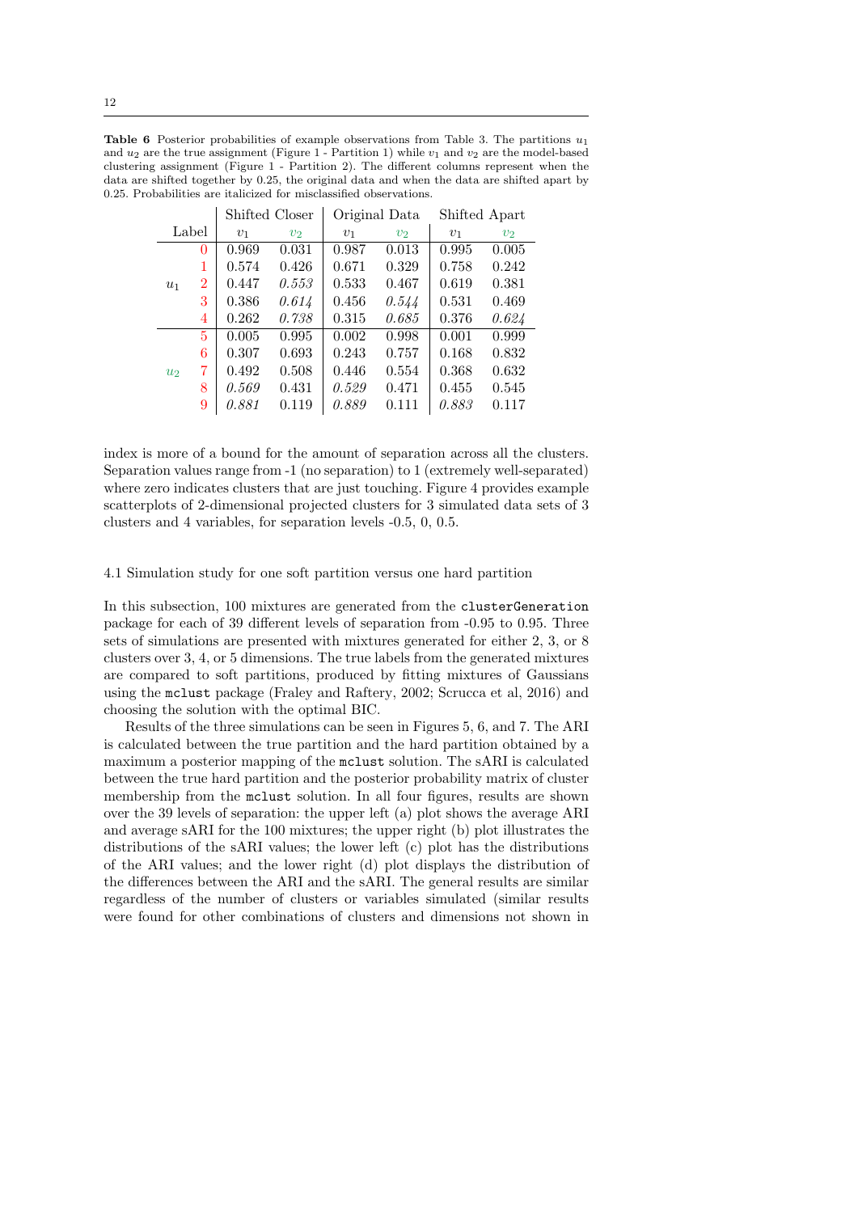**Table 6** Posterior probabilities of example observations from Table 3. The partitions $u_1$ and $u_2$ are the true assignment (Figure 1 - Partition 1) while $v_1$ and $v_2$ are the model-based clustering assignment (Figure 1 - Partition 2). The different columns represent when the data are shifted together by 0.25, the original data and when the data are shifted apart by 0.25. Probabilities are italicized for misclassified observations.

| | | Shifted Closer | | Original Data | | Shifted Apart | |
|---|---|---|---|---|---|---|---|
| Label | | $v_1$ | $v_2$ | $v_1$ | $v_2$ | $v_1$ | $v_2$ |
| $u_1$ | 0 | 0.969 | 0.031 | 0.987 | 0.013 | 0.995 | 0.005 |
| | 1 | 0.574 | 0.426 | 0.671 | 0.329 | 0.758 | 0.242 |
| | 2 | 0.447 | *0.553* | 0.533 | 0.467 | 0.619 | 0.381 |
| | 3 | 0.386 | *0.614* | 0.456 | *0.544* | 0.531 | 0.469 |
| | 4 | 0.262 | *0.738* | 0.315 | *0.685* | 0.376 | *0.624* |
| $u_2$ | 5 | 0.005 | 0.995 | 0.002 | 0.998 | 0.001 | 0.999 |
| | 6 | 0.307 | 0.693 | 0.243 | 0.757 | 0.168 | 0.832 |
| | 7 | 0.492 | 0.508 | 0.446 | 0.554 | 0.368 | 0.632 |
| | 8 | *0.569* | 0.431 | *0.529* | 0.471 | 0.455 | 0.545 |
| | 9 | *0.881* | 0.119 | *0.889* | 0.111 | *0.883* | 0.117 |

index is more of a bound for the amount of separation across all the clusters. Separation values range from -1 (no separation) to 1 (extremely well-separated) where zero indicates clusters that are just touching. Figure 4 provides example scatterplots of 2-dimensional projected clusters for 3 simulated data sets of 3 clusters and 4 variables, for separation levels -0.5, 0, 0.5.

### 4.1 Simulation study for one soft partition versus one hard partition

In this subsection, 100 mixtures are generated from the `clusterGeneration` package for each of 39 different levels of separation from -0.95 to 0.95. Three sets of simulations are presented with mixtures generated for either 2, 3, or 8 clusters over 3, 4, or 5 dimensions. The true labels from the generated mixtures are compared to soft partitions, produced by fitting mixtures of Gaussians using the `mclust` package (Fraley and Raftery, 2002; Scrucca et al, 2016) and choosing the solution with the optimal BIC.

Results of the three simulations can be seen in Figures 5, 6, and 7. The ARI is calculated between the true partition and the hard partition obtained by a maximum a posterior mapping of the `mclust` solution. The sARI is calculated between the true hard partition and the posterior probability matrix of cluster membership from the `mclust` solution. In all four figures, results are shown over the 39 levels of separation: the upper left (a) plot shows the average ARI and average sARI for the 100 mixtures; the upper right (b) plot illustrates the distributions of the sARI values; the lower left (c) plot has the distributions of the ARI values; and the lower right (d) plot displays the distribution of the differences between the ARI and the sARI. The general results are similar regardless of the number of clusters or variables simulated (similar results were found for other combinations of clusters and dimensions not shown in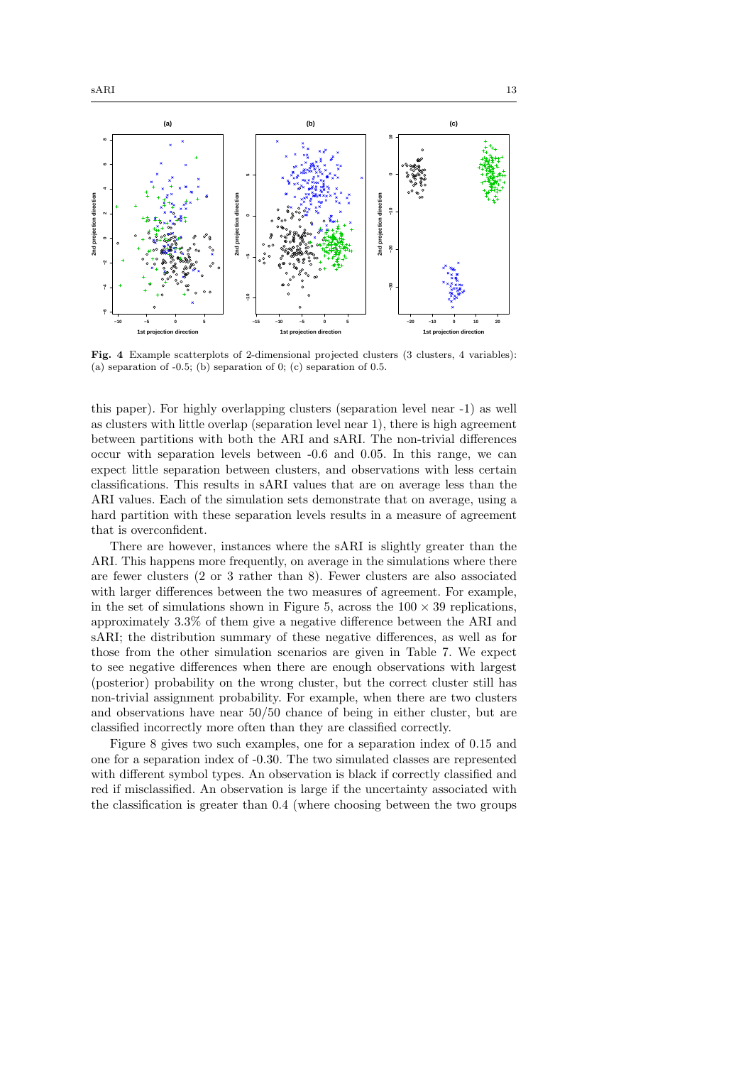**Fig. 4** Example scatterplots of 2-dimensional projected clusters (3 clusters, 4 variables): (a) separation of -0.5; (b) separation of 0; (c) separation of 0.5.

this paper). For highly overlapping clusters (separation level near -1) as well as clusters with little overlap (separation level near 1), there is high agreement between partitions with both the ARI and sARI. The non-trivial differences occur with separation levels between -0.6 and 0.05. In this range, we can expect little separation between clusters, and observations with less certain classifications. This results in sARI values that are on average less than the ARI values. Each of the simulation sets demonstrate that on average, using a hard partition with these separation levels results in a measure of agreement that is overconfident.

There are however, instances where the sARI is slightly greater than the ARI. This happens more frequently, on average in the simulations where there are fewer clusters (2 or 3 rather than 8). Fewer clusters are also associated with larger differences between the two measures of agreement. For example, in the set of simulations shown in Figure 5, across the $100 \times 39$ replications, approximately 3.3% of them give a negative difference between the ARI and sARI; the distribution summary of these negative differences, as well as for those from the other simulation scenarios are given in Table 7. We expect to see negative differences when there are enough observations with largest (posterior) probability on the wrong cluster, but the correct cluster still has non-trivial assignment probability. For example, when there are two clusters and observations have near 50/50 chance of being in either cluster, but are classified incorrectly more often than they are classified correctly.

Figure 8 gives two such examples, one for a separation index of 0.15 and one for a separation index of -0.30. The two simulated classes are represented with different symbol types. An observation is black if correctly classified and red if misclassified. An observation is large if the uncertainty associated with the classification is greater than 0.4 (where choosing between the two groups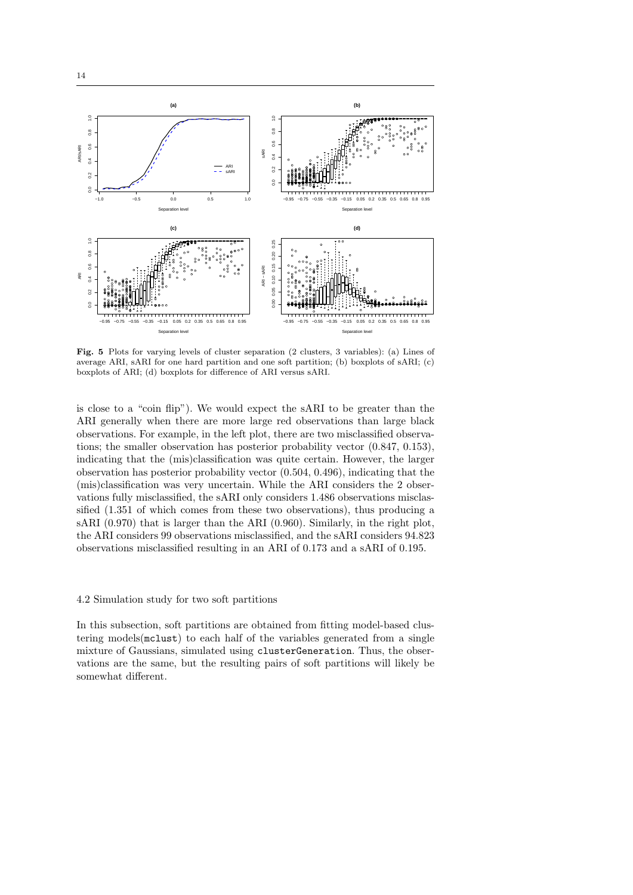**Fig. 5** Plots for varying levels of cluster separation (2 clusters, 3 variables): (a) Lines of average ARI, sARI for one hard partition and one soft partition; (b) boxplots of sARI; (c) boxplots of ARI; (d) boxplots for difference of ARI versus sARI.

is close to a "coin flip"). We would expect the sARI to be greater than the ARI generally when there are more large red observations than large black observations. For example, in the left plot, there are two misclassified observations; the smaller observation has posterior probability vector (0.847, 0.153), indicating that the (mis)classification was quite certain. However, the larger observation has posterior probability vector (0.504, 0.496), indicating that the (mis)classification was very uncertain. While the ARI considers the 2 observations fully misclassified, the sARI only considers 1.486 observations misclassified (1.351 of which comes from these two observations), thus producing a sARI (0.970) that is larger than the ARI (0.960). Similarly, in the right plot, the ARI considers 99 observations misclassified, and the sARI considers 94.823 observations misclassified resulting in an ARI of 0.173 and a sARI of 0.195.

### 4.2 Simulation study for two soft partitions

In this subsection, soft partitions are obtained from fitting model-based clustering models(`mclust`) to each half of the variables generated from a single mixture of Gaussians, simulated using `clusterGeneration`. Thus, the observations are the same, but the resulting pairs of soft partitions will likely be somewhat different.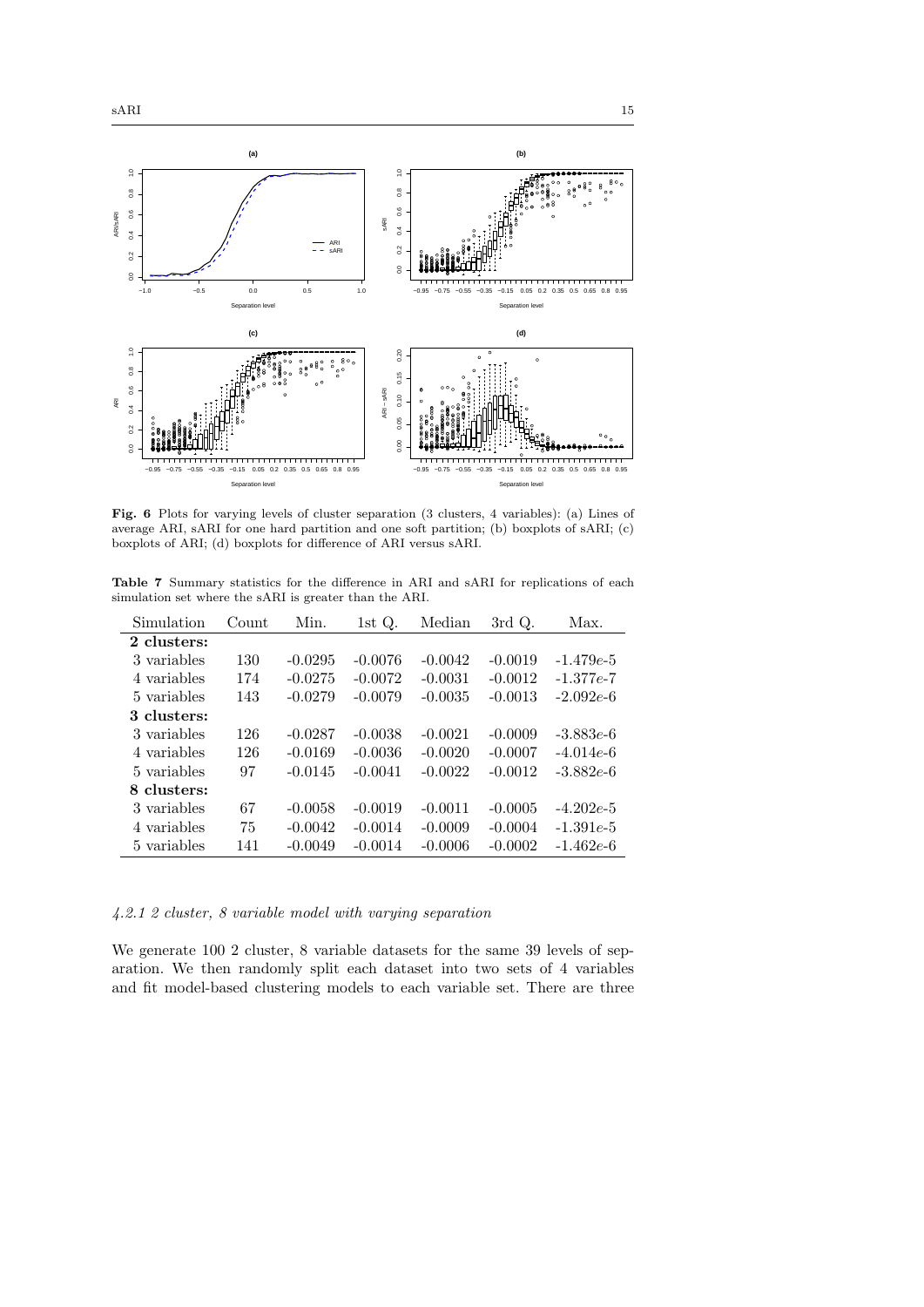**Fig. 6** Plots for varying levels of cluster separation (3 clusters, 4 variables): (a) Lines of average ARI, sARI for one hard partition and one soft partition; (b) boxplots of sARI; (c) boxplots of ARI; (d) boxplots for difference of ARI versus sARI.

**Table 7** Summary statistics for the difference in ARI and sARI for replications of each simulation set where the sARI is greater than the ARI.

| Simulation | Count | Min. | 1st Q. | Median | 3rd Q. | Max. |
|---|---|---|---|---|---|---|
| **2 clusters:** | | | | | | |
| 3 variables | 130 | -0.0295 | -0.0076 | -0.0042 | -0.0019 | -1.479*e*-5 |
| 4 variables | 174 | -0.0275 | -0.0072 | -0.0031 | -0.0012 | -1.377*e*-7 |
| 5 variables | 143 | -0.0279 | -0.0079 | -0.0035 | -0.0013 | -2.092*e*-6 |
| **3 clusters:** | | | | | | |
| 3 variables | 126 | -0.0287 | -0.0038 | -0.0021 | -0.0009 | -3.883*e*-6 |
| 4 variables | 126 | -0.0169 | -0.0036 | -0.0020 | -0.0007 | -4.014*e*-6 |
| 5 variables | 97 | -0.0145 | -0.0041 | -0.0022 | -0.0012 | -3.882*e*-6 |
| **8 clusters:** | | | | | | |
| 3 variables | 67 | -0.0058 | -0.0019 | -0.0011 | -0.0005 | -4.202*e*-5 |
| 4 variables | 75 | -0.0042 | -0.0014 | -0.0009 | -0.0004 | -1.391*e*-5 |
| 5 variables | 141 | -0.0049 | -0.0014 | -0.0006 | -0.0002 | -1.462*e*-6 |

#### *4.2.1 2 cluster, 8 variable model with varying separation*

We generate 100 2 cluster, 8 variable datasets for the same 39 levels of separation. We then randomly split each dataset into two sets of 4 variables and fit model-based clustering models to each variable set. There are three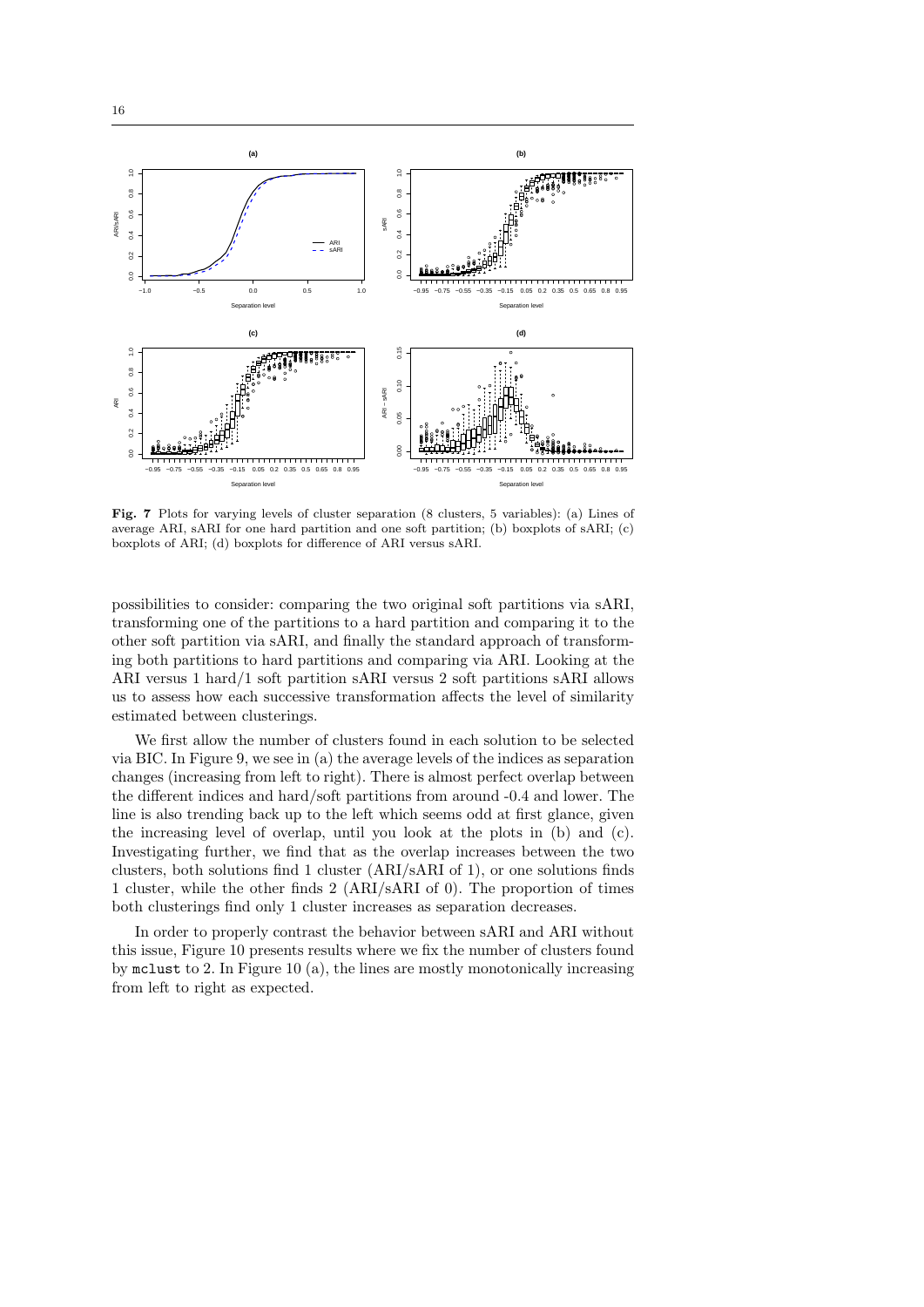**Fig. 7** Plots for varying levels of cluster separation (8 clusters, 5 variables): (a) Lines of average ARI, sARI for one hard partition and one soft partition; (b) boxplots of sARI; (c) boxplots of ARI; (d) boxplots for difference of ARI versus sARI.

possibilities to consider: comparing the two original soft partitions via sARI, transforming one of the partitions to a hard partition and comparing it to the other soft partition via sARI, and finally the standard approach of transforming both partitions to hard partitions and comparing via ARI. Looking at the ARI versus 1 hard/1 soft partition sARI versus 2 soft partitions sARI allows us to assess how each successive transformation affects the level of similarity estimated between clusterings.

We first allow the number of clusters found in each solution to be selected via BIC. In Figure 9, we see in (a) the average levels of the indices as separation changes (increasing from left to right). There is almost perfect overlap between the different indices and hard/soft partitions from around -0.4 and lower. The line is also trending back up to the left which seems odd at first glance, given the increasing level of overlap, until you look at the plots in (b) and (c). Investigating further, we find that as the overlap increases between the two clusters, both solutions find 1 cluster (ARI/sARI of 1), or one solutions finds 1 cluster, while the other finds 2 (ARI/sARI of 0). The proportion of times both clusterings find only 1 cluster increases as separation decreases.

In order to properly contrast the behavior between sARI and ARI without this issue, Figure 10 presents results where we fix the number of clusters found by `mclust` to 2. In Figure 10 (a), the lines are mostly monotonically increasing from left to right as expected.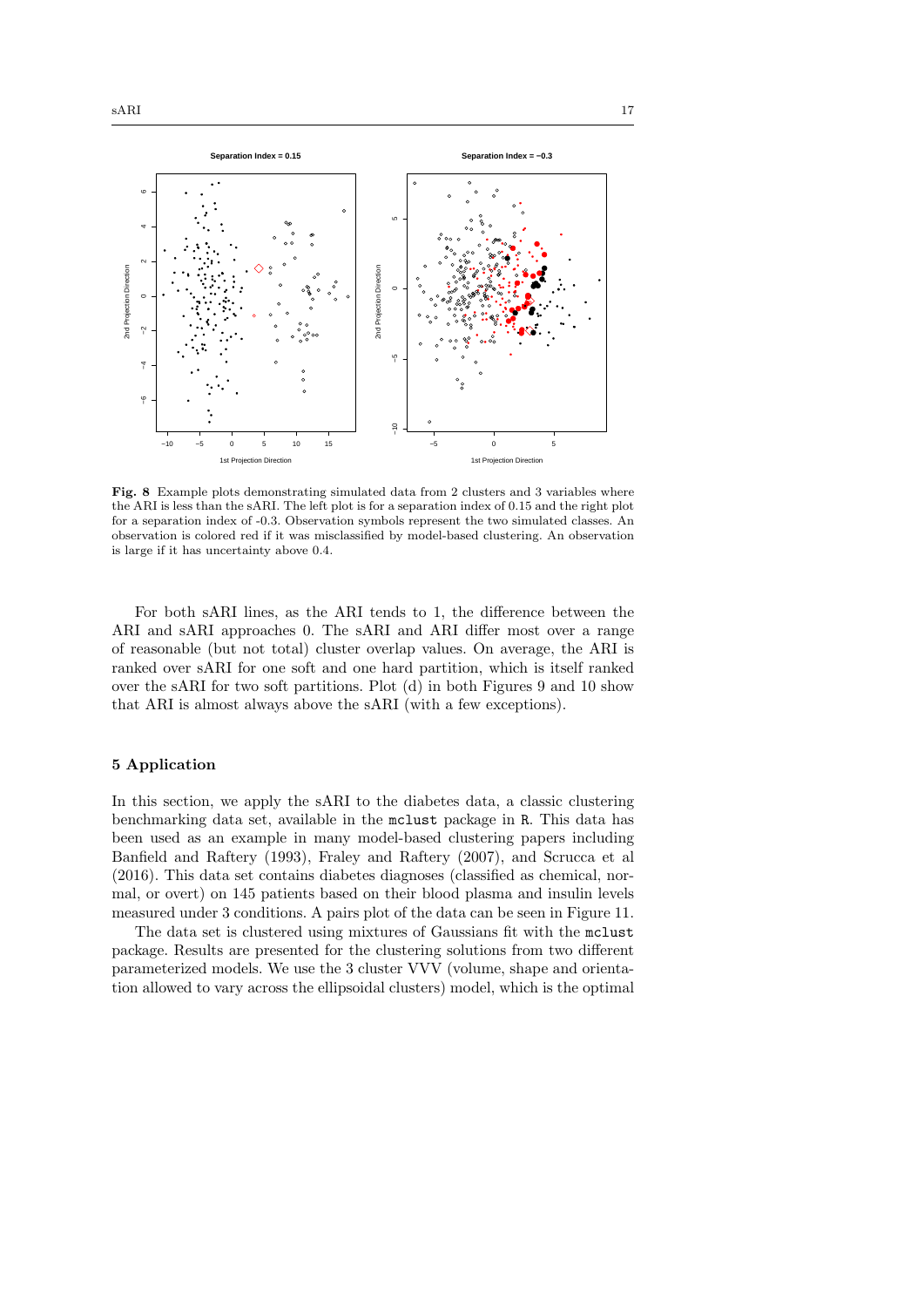**Fig. 8** Example plots demonstrating simulated data from 2 clusters and 3 variables where the ARI is less than the sARI. The left plot is for a separation index of 0.15 and the right plot for a separation index of -0.3. Observation symbols represent the two simulated classes. An observation is colored red if it was misclassified by model-based clustering. An observation is large if it has uncertainty above 0.4.

For both sARI lines, as the ARI tends to 1, the difference between the ARI and sARI approaches 0. The sARI and ARI differ most over a range of reasonable (but not total) cluster overlap values. On average, the ARI is ranked over sARI for one soft and one hard partition, which is itself ranked over the sARI for two soft partitions. Plot (d) in both Figures 9 and 10 show that ARI is almost always above the sARI (with a few exceptions).

## 5 Application

In this section, we apply the sARI to the diabetes data, a classic clustering benchmarking data set, available in the `mclust` package in `R`. This data has been used as an example in many model-based clustering papers including Banfield and Raftery (1993), Fraley and Raftery (2007), and Scrucca et al (2016). This data set contains diabetes diagnoses (classified as chemical, normal, or overt) on 145 patients based on their blood plasma and insulin levels measured under 3 conditions. A pairs plot of the data can be seen in Figure 11.

The data set is clustered using mixtures of Gaussians fit with the `mclust` package. Results are presented for the clustering solutions from two different parameterized models. We use the 3 cluster VVV (volume, shape and orientation allowed to vary across the ellipsoidal clusters) model, which is the optimal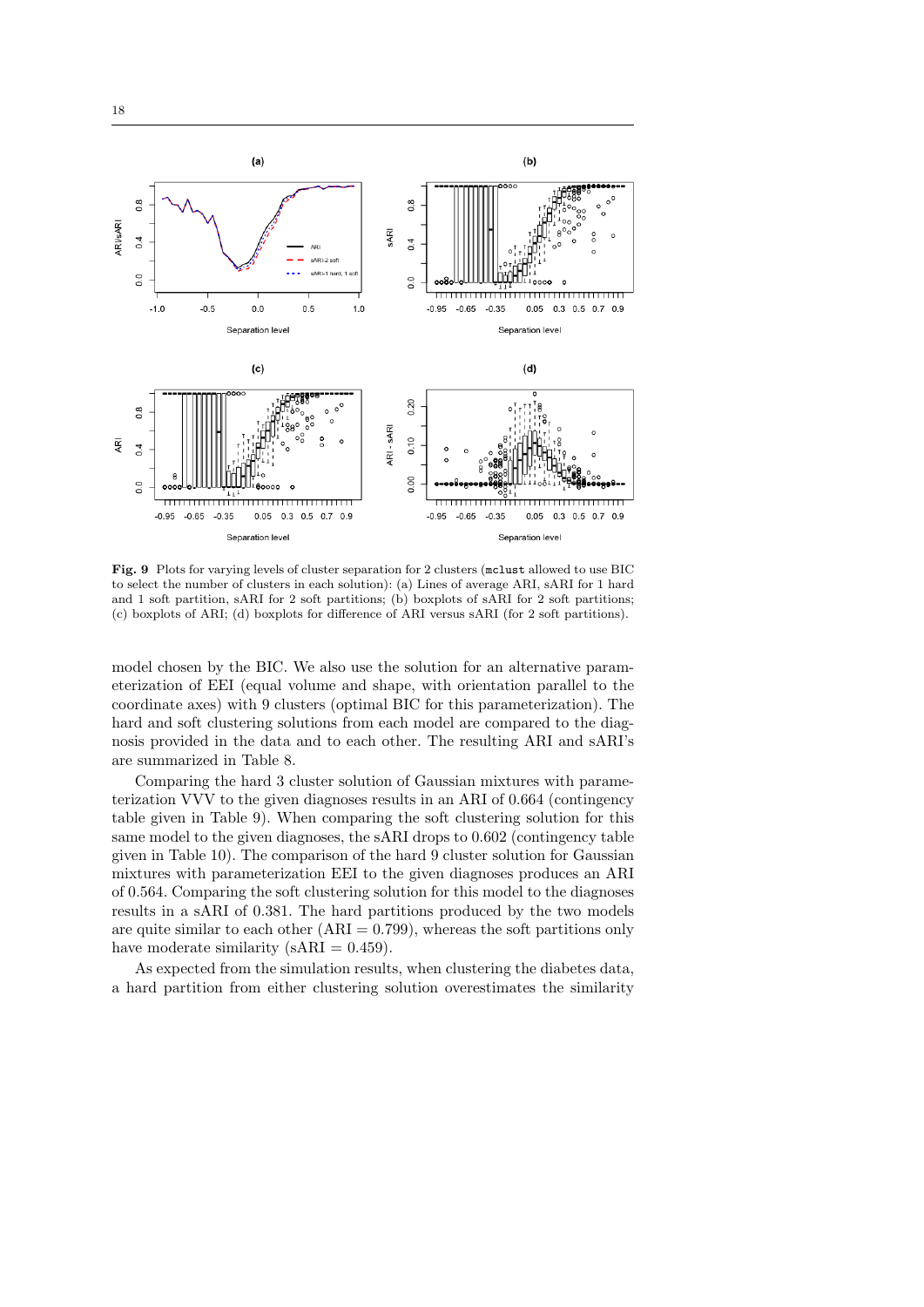**Fig. 9** Plots for varying levels of cluster separation for 2 clusters (`mclust` allowed to use BIC to select the number of clusters in each solution): (a) Lines of average ARI, sARI for 1 hard and 1 soft partition, sARI for 2 soft partitions; (b) boxplots of sARI for 2 soft partitions; (c) boxplots of ARI; (d) boxplots for difference of ARI versus sARI (for 2 soft partitions).

model chosen by the BIC. We also use the solution for an alternative parameterization of EEI (equal volume and shape, with orientation parallel to the coordinate axes) with 9 clusters (optimal BIC for this parameterization). The hard and soft clustering solutions from each model are compared to the diagnosis provided in the data and to each other. The resulting ARI and sARI's are summarized in Table 8.

Comparing the hard 3 cluster solution of Gaussian mixtures with parameterization VVV to the given diagnoses results in an ARI of 0.664 (contingency table given in Table 9). When comparing the soft clustering solution for this same model to the given diagnoses, the sARI drops to 0.602 (contingency table given in Table 10). The comparison of the hard 9 cluster solution for Gaussian mixtures with parameterization EEI to the given diagnoses produces an ARI of 0.564. Comparing the soft clustering solution for this model to the diagnoses results in a sARI of 0.381. The hard partitions produced by the two models are quite similar to each other (ARI $= 0.799$), whereas the soft partitions only have moderate similarity (sARI $= 0.459$).

As expected from the simulation results, when clustering the diabetes data, a hard partition from either clustering solution overestimates the similarity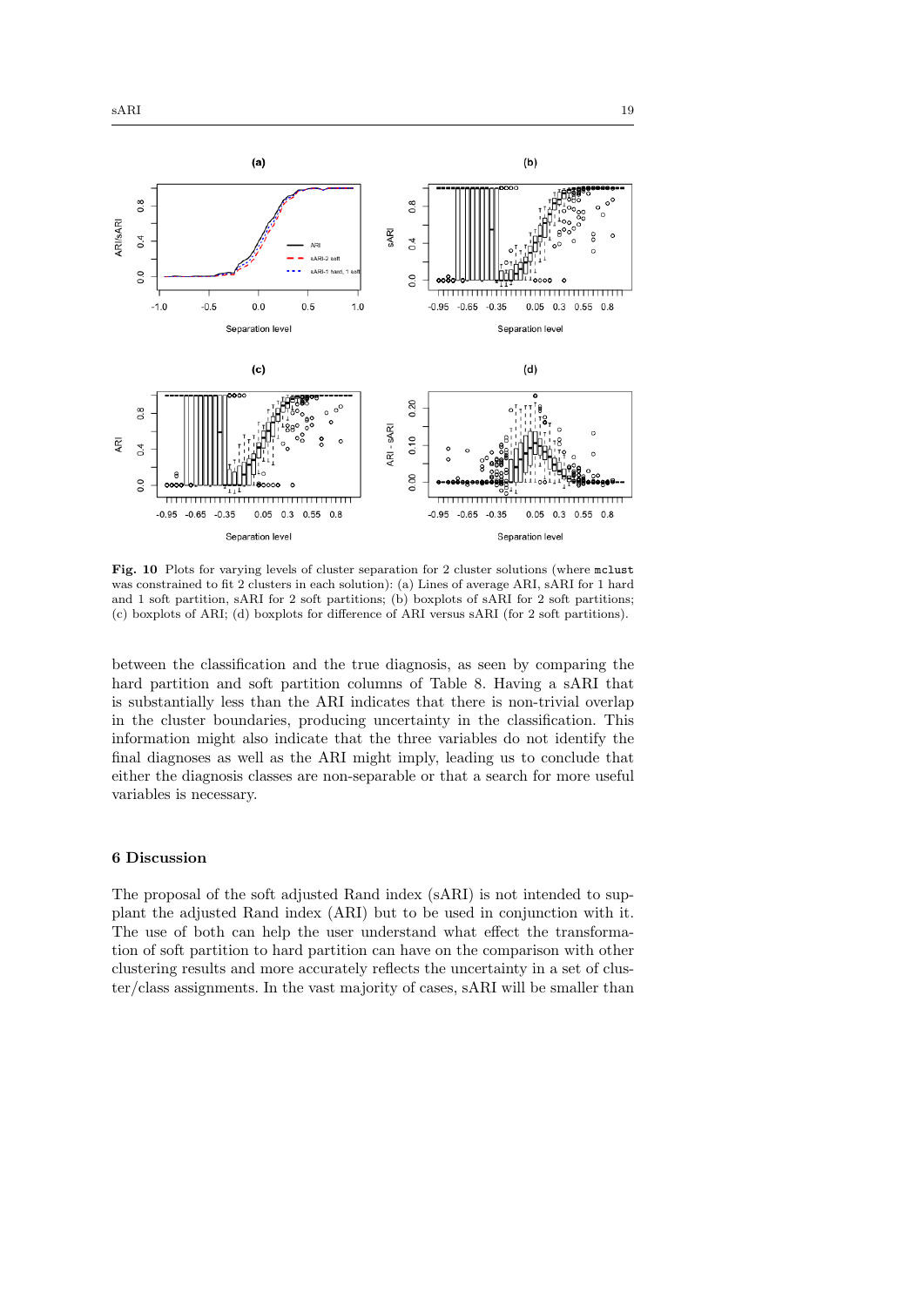**Fig. 10** Plots for varying levels of cluster separation for 2 cluster solutions (where `mclust` was constrained to fit 2 clusters in each solution): (a) Lines of average ARI, sARI for 1 hard and 1 soft partition, sARI for 2 soft partitions; (b) boxplots of sARI for 2 soft partitions; (c) boxplots of ARI; (d) boxplots for difference of ARI versus sARI (for 2 soft partitions).

between the classification and the true diagnosis, as seen by comparing the hard partition and soft partition columns of Table 8. Having a sARI that is substantially less than the ARI indicates that there is non-trivial overlap in the cluster boundaries, producing uncertainty in the classification. This information might also indicate that the three variables do not identify the final diagnoses as well as the ARI might imply, leading us to conclude that either the diagnosis classes are non-separable or that a search for more useful variables is necessary.

## 6 Discussion

The proposal of the soft adjusted Rand index (sARI) is not intended to supplant the adjusted Rand index (ARI) but to be used in conjunction with it. The use of both can help the user understand what effect the transformation of soft partition to hard partition can have on the comparison with other clustering results and more accurately reflects the uncertainty in a set of cluster/class assignments. In the vast majority of cases, sARI will be smaller than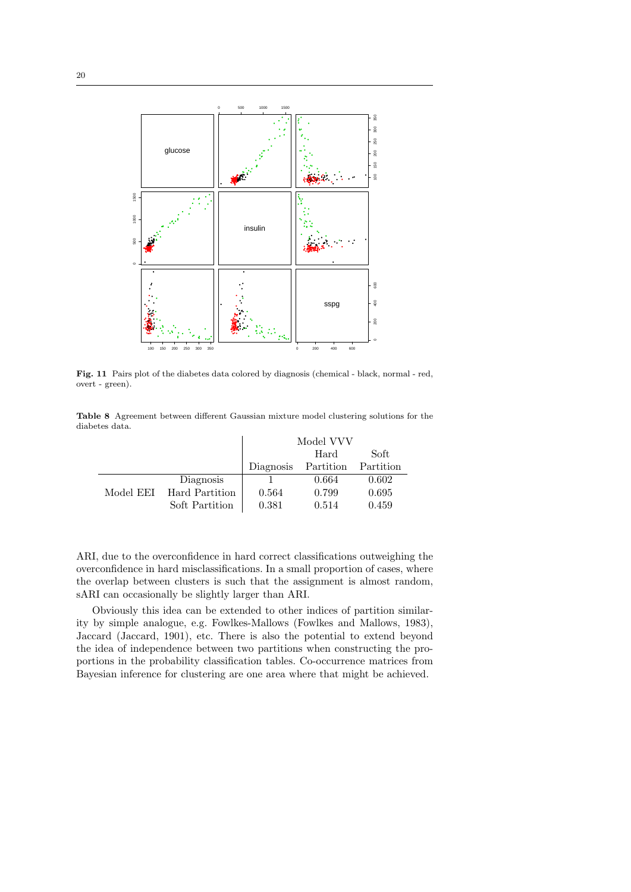**Fig. 11** Pairs plot of the diabetes data colored by diagnosis (chemical - black, normal - red, overt - green).

**Table 8** Agreement between different Gaussian mixture model clustering solutions for the diabetes data.

| | | Model VVV | | |
|---|---|---|---|---|
| | | Diagnosis | Hard Partition | Soft Partition |
| Model EEI | Diagnosis | 1 | 0.664 | 0.602 |
| | Hard Partition | 0.564 | 0.799 | 0.695 |
| | Soft Partition | 0.381 | 0.514 | 0.459 |

ARI, due to the overconfidence in hard correct classifications outweighing the overconfidence in hard misclassifications. In a small proportion of cases, where the overlap between clusters is such that the assignment is almost random, sARI can occasionally be slightly larger than ARI.

Obviously this idea can be extended to other indices of partition similarity by simple analogue, e.g. Fowlkes-Mallows (Fowlkes and Mallows, 1983), Jaccard (Jaccard, 1901), etc. There is also the potential to extend beyond the idea of independence between two partitions when constructing the proportions in the probability classification tables. Co-occurrence matrices from Bayesian inference for clustering are one area where that might be achieved.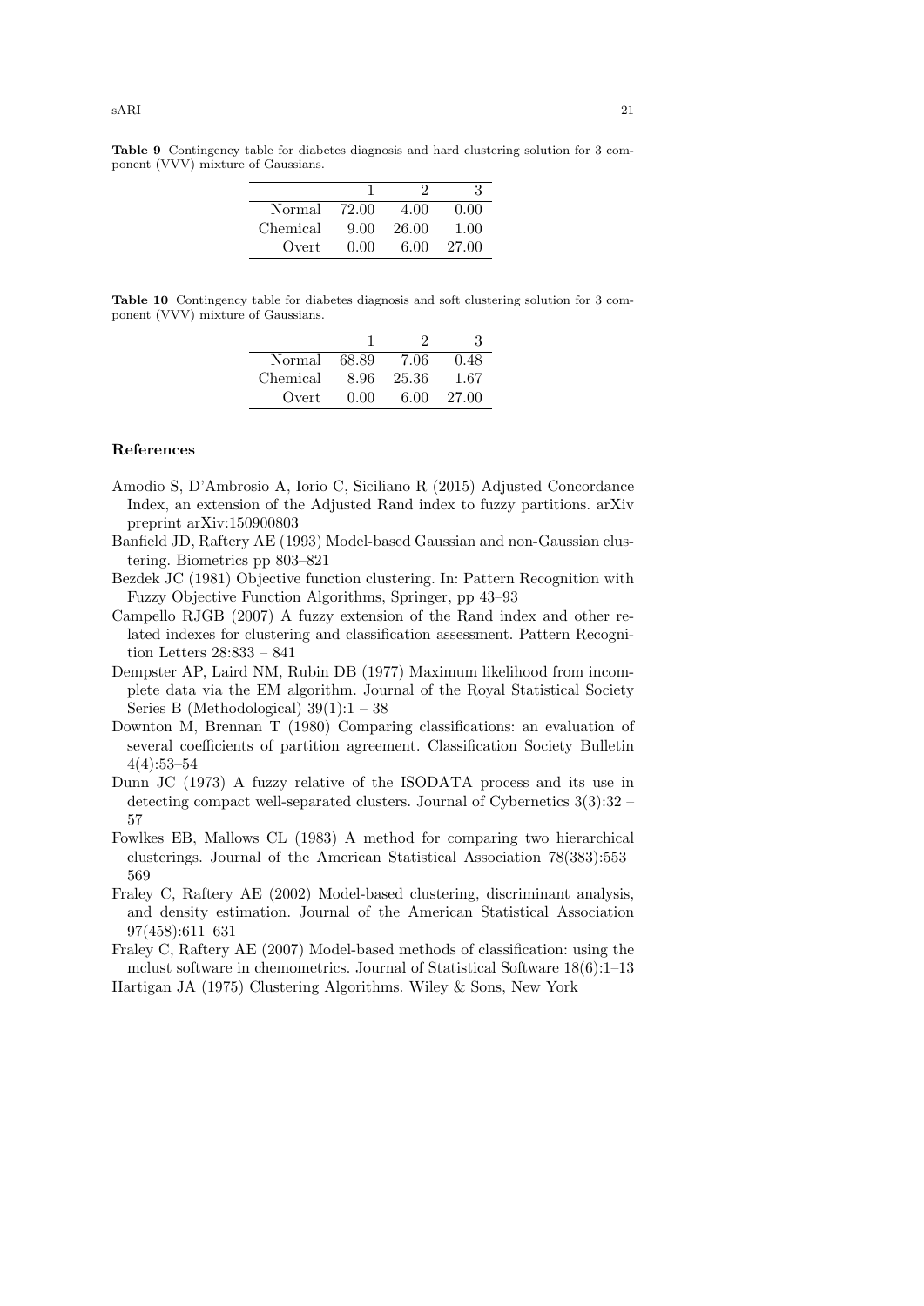**Table 9** Contingency table for diabetes diagnosis and hard clustering solution for 3 component (VVV) mixture of Gaussians.

| | 1 | 2 | 3 |
|---|---|---|---|
| Normal | 72.00 | 4.00 | 0.00 |
| Chemical | 9.00 | 26.00 | 1.00 |
| Overt | 0.00 | 6.00 | 27.00 |

**Table 10** Contingency table for diabetes diagnosis and soft clustering solution for 3 component (VVV) mixture of Gaussians.

| | 1 | 2 | 3 |
|---|---|---|---|
| Normal | 68.89 | 7.06 | 0.48 |
| Chemical | 8.96 | 25.36 | 1.67 |
| Overt | 0.00 | 6.00 | 27.00 |

## References

Amodio S, D'Ambrosio A, Iorio C, Siciliano R (2015) Adjusted Concordance Index, an extension of the Adjusted Rand index to fuzzy partitions. arXiv preprint arXiv:150900803

Banfield JD, Raftery AE (1993) Model-based Gaussian and non-Gaussian clustering. Biometrics pp 803–821

Bezdek JC (1981) Objective function clustering. In: Pattern Recognition with Fuzzy Objective Function Algorithms, Springer, pp 43–93

Campello RJGB (2007) A fuzzy extension of the Rand index and other related indexes for clustering and classification assessment. Pattern Recognition Letters 28:833 – 841

Dempster AP, Laird NM, Rubin DB (1977) Maximum likelihood from incomplete data via the EM algorithm. Journal of the Royal Statistical Society Series B (Methodological) 39(1):1 – 38

Downton M, Brennan T (1980) Comparing classifications: an evaluation of several coefficients of partition agreement. Classification Society Bulletin 4(4):53–54

Dunn JC (1973) A fuzzy relative of the ISODATA process and its use in detecting compact well-separated clusters. Journal of Cybernetics 3(3):32 – 57

Fowlkes EB, Mallows CL (1983) A method for comparing two hierarchical clusterings. Journal of the American Statistical Association 78(383):553–569

Fraley C, Raftery AE (2002) Model-based clustering, discriminant analysis, and density estimation. Journal of the American Statistical Association 97(458):611–631

Fraley C, Raftery AE (2007) Model-based methods of classification: using the mclust software in chemometrics. Journal of Statistical Software 18(6):1–13

Hartigan JA (1975) Clustering Algorithms. Wiley & Sons, New York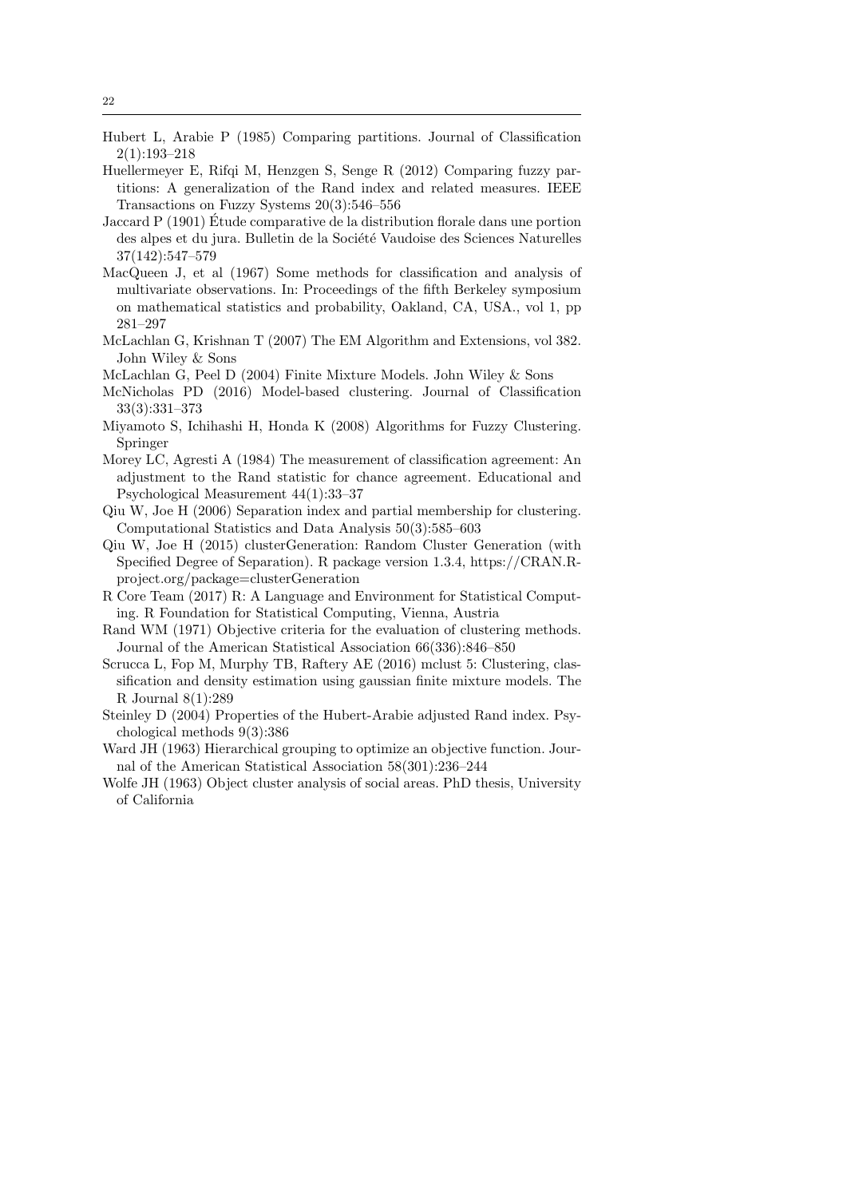Hubert L, Arabie P (1985) Comparing partitions. Journal of Classification 2(1):193–218

Huellermeyer E, Rifqi M, Henzgen S, Senge R (2012) Comparing fuzzy partitions: A generalization of the Rand index and related measures. IEEE Transactions on Fuzzy Systems 20(3):546–556

Jaccard P (1901) Étude comparative de la distribution florale dans une portion des alpes et du jura. Bulletin de la Société Vaudoise des Sciences Naturelles 37(142):547–579

MacQueen J, et al (1967) Some methods for classification and analysis of multivariate observations. In: Proceedings of the fifth Berkeley symposium on mathematical statistics and probability, Oakland, CA, USA., vol 1, pp 281–297

McLachlan G, Krishnan T (2007) The EM Algorithm and Extensions, vol 382. John Wiley & Sons

McLachlan G, Peel D (2004) Finite Mixture Models. John Wiley & Sons

McNicholas PD (2016) Model-based clustering. Journal of Classification 33(3):331–373

Miyamoto S, Ichihashi H, Honda K (2008) Algorithms for Fuzzy Clustering. Springer

Morey LC, Agresti A (1984) The measurement of classification agreement: An adjustment to the Rand statistic for chance agreement. Educational and Psychological Measurement 44(1):33–37

Qiu W, Joe H (2006) Separation index and partial membership for clustering. Computational Statistics and Data Analysis 50(3):585–603

Qiu W, Joe H (2015) clusterGeneration: Random Cluster Generation (with Specified Degree of Separation). R package version 1.3.4, https://CRAN.R-project.org/package=clusterGeneration

R Core Team (2017) R: A Language and Environment for Statistical Computing. R Foundation for Statistical Computing, Vienna, Austria

Rand WM (1971) Objective criteria for the evaluation of clustering methods. Journal of the American Statistical Association 66(336):846–850

Scrucca L, Fop M, Murphy TB, Raftery AE (2016) mclust 5: Clustering, classification and density estimation using gaussian finite mixture models. The R Journal 8(1):289

Steinley D (2004) Properties of the Hubert-Arabie adjusted Rand index. Psychological methods 9(3):386

Ward JH (1963) Hierarchical grouping to optimize an objective function. Journal of the American Statistical Association 58(301):236–244

Wolfe JH (1963) Object cluster analysis of social areas. PhD thesis, University of California